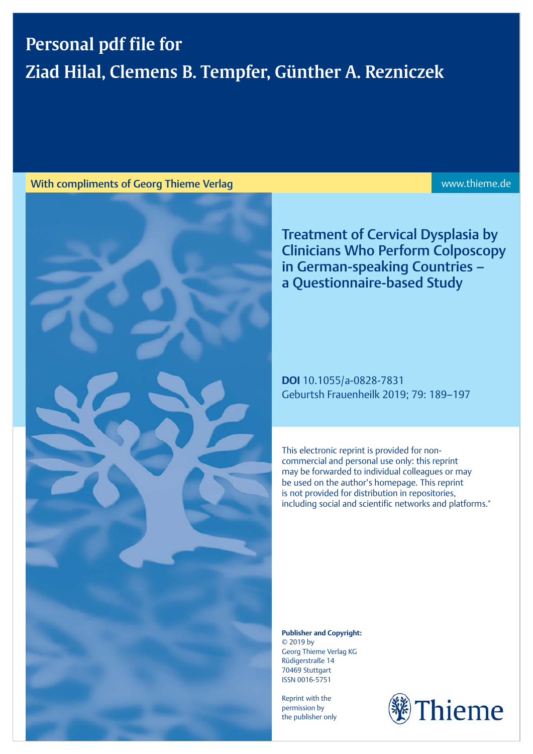# Personal pdf file for
# Ziad Hilal, Clemens B. Tempfer, Günther A. Rezniczek

With compliments of Georg Thieme Verlag

www.thieme.de

## Treatment of Cervical Dysplasia by Clinicians Who Perform Colposcopy in German-speaking Countries – a Questionnaire-based Study

**DOI** 10.1055/a-0828-7831
Geburtsh Frauenheilk 2019; 79: 189–197

This electronic reprint is provided for non-commercial and personal use only: this reprint may be forwarded to individual colleagues or may be used on the author's homepage. This reprint is not provided for distribution in repositories, including social and scientific networks and platforms."

**Publisher and Copyright:**
© 2019 by
Georg Thieme Verlag KG
Rüdigerstraße 14
70469 Stuttgart
ISSN 0016-5751

Reprint with the permission by the publisher only

Thieme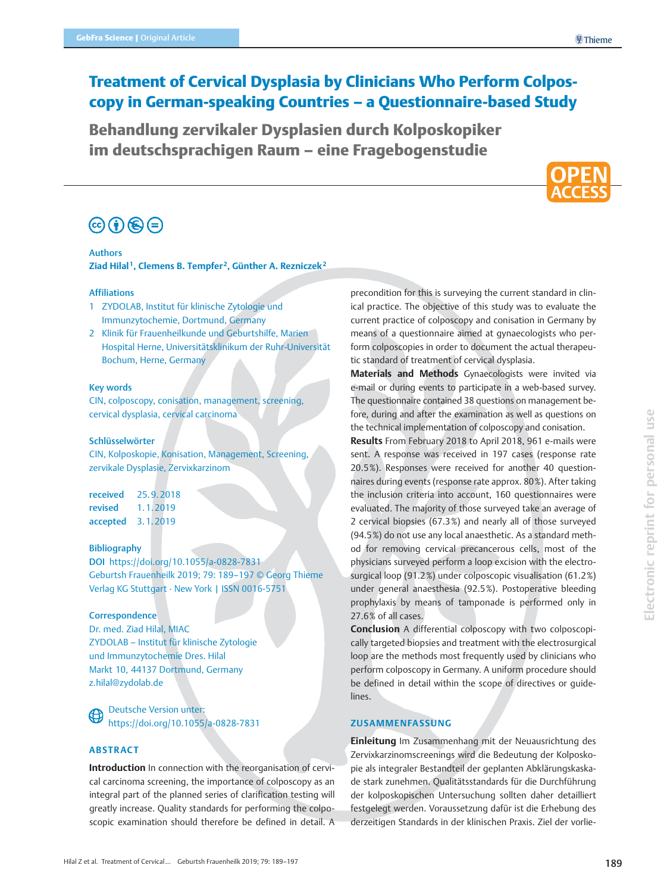GebFra Science | Original Article

# Treatment of Cervical Dysplasia by Clinicians Who Perform Colposcopy in German-speaking Countries – a Questionnaire-based Study

## Behandlung zervikaler Dysplasien durch Kolposkopiker im deutschsprachigen Raum – eine Fragebogenstudie

**Authors**

Ziad Hilal[1], Clemens B. Tempfer[2], Günther A. Rezniczek[2]

**Affiliations**

1 ZYDOLAB, Institut für klinische Zytologie und Immunzytochemie, Dortmund, Germany

2 Klinik für Frauenheilkunde und Geburtshilfe, Marien Hospital Herne, Universitätsklinikum der Ruhr-Universität Bochum, Herne, Germany

**Key words**

CIN, colposcopy, conisation, management, screening, cervical dysplasia, cervical carcinoma

**Schlüsselwörter**

CIN, Kolposkopie, Konisation, Management, Screening, zervikale Dysplasie, Zervixkarzinom

received 25.9.2018
revised 1.1.2019
accepted 3.1.2019

**Bibliography**

DOI https://doi.org/10.1055/a-0828-7831
Geburtsh Frauenheilk 2019; 79: 189–197 © Georg Thieme Verlag KG Stuttgart · New York | ISSN 0016-5751

**Correspondence**

Dr. med. Ziad Hilal, MIAC
ZYDOLAB – Institut für klinische Zytologie und Immunzytochemie Dres. Hilal
Markt 10, 44137 Dortmund, Germany
z.hilal@zydolab.de

Deutsche Version unter:
https://doi.org/10.1055/a-0828-7831

## ABSTRACT

**Introduction** In connection with the reorganisation of cervical carcinoma screening, the importance of colposcopy as an integral part of the planned series of clarification testing will greatly increase. Quality standards for performing the colposcopic examination should therefore be defined in detail. A precondition for this is surveying the current standard in clinical practice. The objective of this study was to evaluate the current practice of colposcopy and conisation in Germany by means of a questionnaire aimed at gynaecologists who perform colposcopies in order to document the actual therapeutic standard of treatment of cervical dysplasia.

**Materials and Methods** Gynaecologists were invited via e-mail or during events to participate in a web-based survey. The questionnaire contained 38 questions on management before, during and after the examination as well as questions on the technical implementation of colposcopy and conisation.

**Results** From February 2018 to April 2018, 961 e-mails were sent. A response was received in 197 cases (response rate 20.5%). Responses were received for another 40 questionnaires during events (response rate approx. 80%). After taking the inclusion criteria into account, 160 questionnaires were evaluated. The majority of those surveyed take an average of 2 cervical biopsies (67.3%) and nearly all of those surveyed (94.5%) do not use any local anaesthetic. As a standard method for removing cervical precancerous cells, most of the physicians surveyed perform a loop excision with the electrosurgical loop (91.2%) under colposcopic visualisation (61.2%) under general anaesthesia (92.5%). Postoperative bleeding prophylaxis by means of tamponade is performed only in 27.6% of all cases.

**Conclusion** A differential colposcopy with two colposcopically targeted biopsies and treatment with the electrosurgical loop are the methods most frequently used by clinicians who perform colposcopy in Germany. A uniform procedure should be defined in detail within the scope of directives or guidelines.

## ZUSAMMENFASSUNG

**Einleitung** Im Zusammenhang mit der Neuausrichtung des Zervixkarzinomscreenings wird die Bedeutung der Kolposkopie als integraler Bestandteil der geplanten Abklärungskaskade stark zunehmen. Qualitätsstandards für die Durchführung der kolposkopischen Untersuchung sollten daher detailliert festgelegt werden. Voraussetzung dafür ist die Erhebung des derzeitigen Standards in der klinischen Praxis. Ziel der vorlie-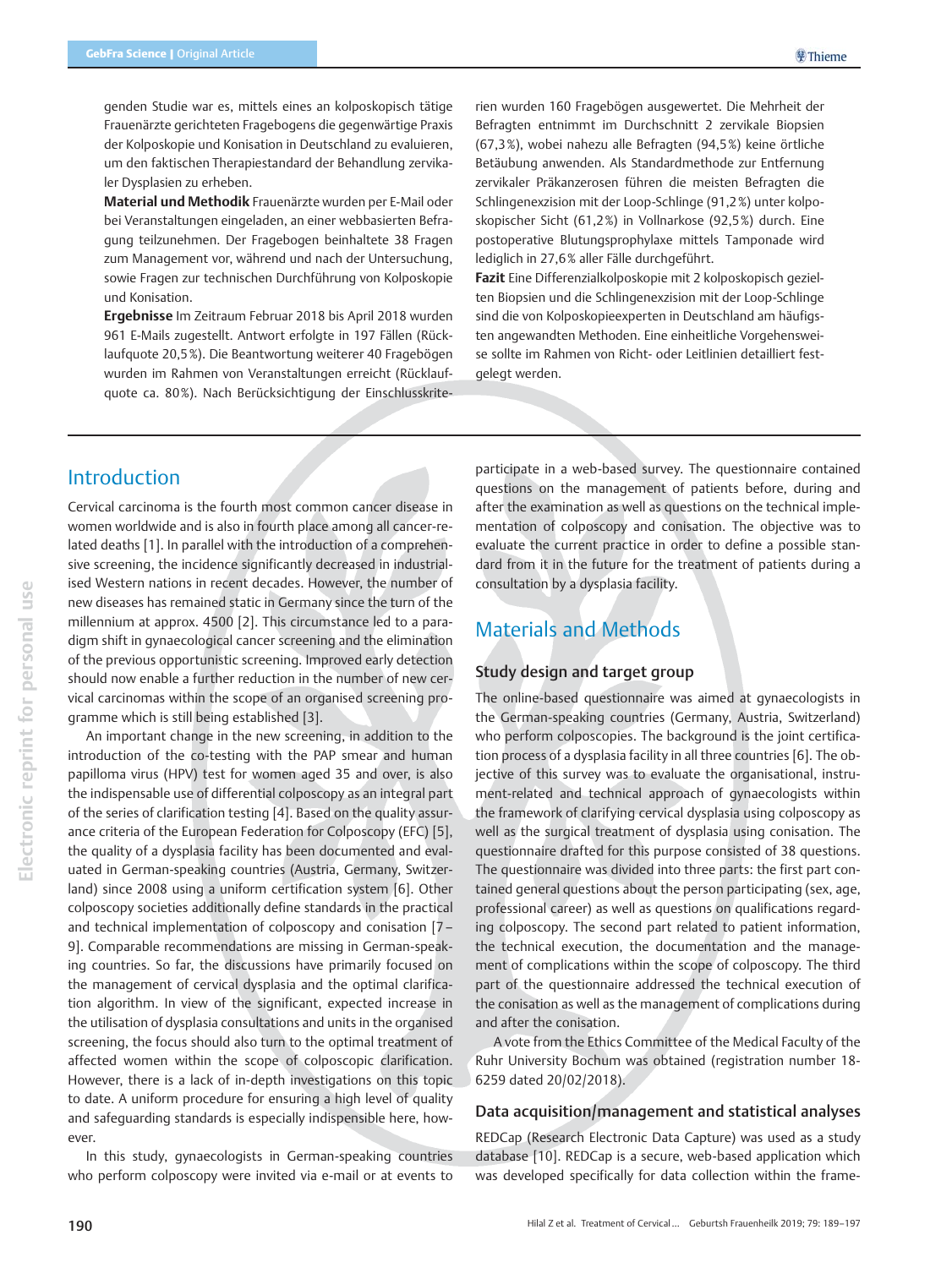genden Studie war es, mittels eines an kolposkopisch tätige Frauenärzte gerichteten Fragebogens die gegenwärtige Praxis der Kolposkopie und Konisation in Deutschland zu evaluieren, um den faktischen Therapiestandard der Behandlung zervikaler Dysplasien zu erheben.

**Material und Methodik** Frauenärzte wurden per E-Mail oder bei Veranstaltungen eingeladen, an einer webbasierten Befragung teilzunehmen. Der Fragebogen beinhaltete 38 Fragen zum Management vor, während und nach der Untersuchung, sowie Fragen zur technischen Durchführung von Kolposkopie und Konisation.

**Ergebnisse** Im Zeitraum Februar 2018 bis April 2018 wurden 961 E-Mails zugestellt. Antwort erfolgte in 197 Fällen (Rücklaufquote 20,5%). Die Beantwortung weiterer 40 Fragebögen wurden im Rahmen von Veranstaltungen erreicht (Rücklaufquote ca. 80%). Nach Berücksichtigung der Einschlusskriterien wurden 160 Fragebögen ausgewertet. Die Mehrheit der Befragten entnimmt im Durchschnitt 2 zervikale Biopsien (67,3%), wobei nahezu alle Befragten (94,5%) keine örtliche Betäubung anwenden. Als Standardmethode zur Entfernung zervikaler Präkanzerosen führen die meisten Befragten die Schlingenexzision mit der Loop-Schlinge (91,2%) unter kolposkopischer Sicht (61,2%) in Vollnarkose (92,5%) durch. Eine postoperative Blutungsprophylaxe mittels Tamponade wird lediglich in 27,6% aller Fälle durchgeführt.

**Fazit** Eine Differenzialkolposkopie mit 2 kolposkopisch gezielten Biopsien und die Schlingenexzision mit der Loop-Schlinge sind die von Kolposkopieexperten in Deutschland am häufigsten angewandten Methoden. Eine einheitliche Vorgehensweise sollte im Rahmen von Richt- oder Leitlinien detailliert festgelegt werden.

## Introduction

Cervical carcinoma is the fourth most common cancer disease in women worldwide and is also in fourth place among all cancer-related deaths [1]. In parallel with the introduction of a comprehensive screening, the incidence significantly decreased in industrialised Western nations in recent decades. However, the number of new diseases has remained static in Germany since the turn of the millennium at approx. 4500 [2]. This circumstance led to a paradigm shift in gynaecological cancer screening and the elimination of the previous opportunistic screening. Improved early detection should now enable a further reduction in the number of new cervical carcinomas within the scope of an organised screening programme which is still being established [3].

An important change in the new screening, in addition to the introduction of the co-testing with the PAP smear and human papilloma virus (HPV) test for women aged 35 and over, is also the indispensable use of differential colposcopy as an integral part of the series of clarification testing [4]. Based on the quality assurance criteria of the European Federation for Colposcopy (EFC) [5], the quality of a dysplasia facility has been documented and evaluated in German-speaking countries (Austria, Germany, Switzerland) since 2008 using a uniform certification system [6]. Other colposcopy societies additionally define standards in the practical and technical implementation of colposcopy and conisation [7–9]. Comparable recommendations are missing in German-speaking countries. So far, the discussions have primarily focused on the management of cervical dysplasia and the optimal clarification algorithm. In view of the significant, expected increase in the utilisation of dysplasia consultations and units in the organised screening, the focus should also turn to the optimal treatment of affected women within the scope of colposcopic clarification. However, there is a lack of in-depth investigations on this topic to date. A uniform procedure for ensuring a high level of quality and safeguarding standards is especially indispensable here, however.

In this study, gynaecologists in German-speaking countries who perform colposcopy were invited via e-mail or at events to participate in a web-based survey. The questionnaire contained questions on the management of patients before, during and after the examination as well as questions on the technical implementation of colposcopy and conisation. The objective was to evaluate the current practice in order to define a possible standard from it in the future for the treatment of patients during a consultation by a dysplasia facility.

## Materials and Methods

### Study design and target group

The online-based questionnaire was aimed at gynaecologists in the German-speaking countries (Germany, Austria, Switzerland) who perform colposcopies. The background is the joint certification process of a dysplasia facility in all three countries [6]. The objective of this survey was to evaluate the organisational, instrument-related and technical approach of gynaecologists within the framework of clarifying cervical dysplasia using colposcopy as well as the surgical treatment of dysplasia using conisation. The questionnaire drafted for this purpose consisted of 38 questions. The questionnaire was divided into three parts: the first part contained general questions about the person participating (sex, age, professional career) as well as questions on qualifications regarding colposcopy. The second part related to patient information, the technical execution, the documentation and the management of complications within the scope of colposcopy. The third part of the questionnaire addressed the technical execution of the conisation as well as the management of complications during and after the conisation.

A vote from the Ethics Committee of the Medical Faculty of the Ruhr University Bochum was obtained (registration number 18-6259 dated 20/02/2018).

### Data acquisition/management and statistical analyses

REDCap (Research Electronic Data Capture) was used as a study database [10]. REDCap is a secure, web-based application which was developed specifically for data collection within the frame-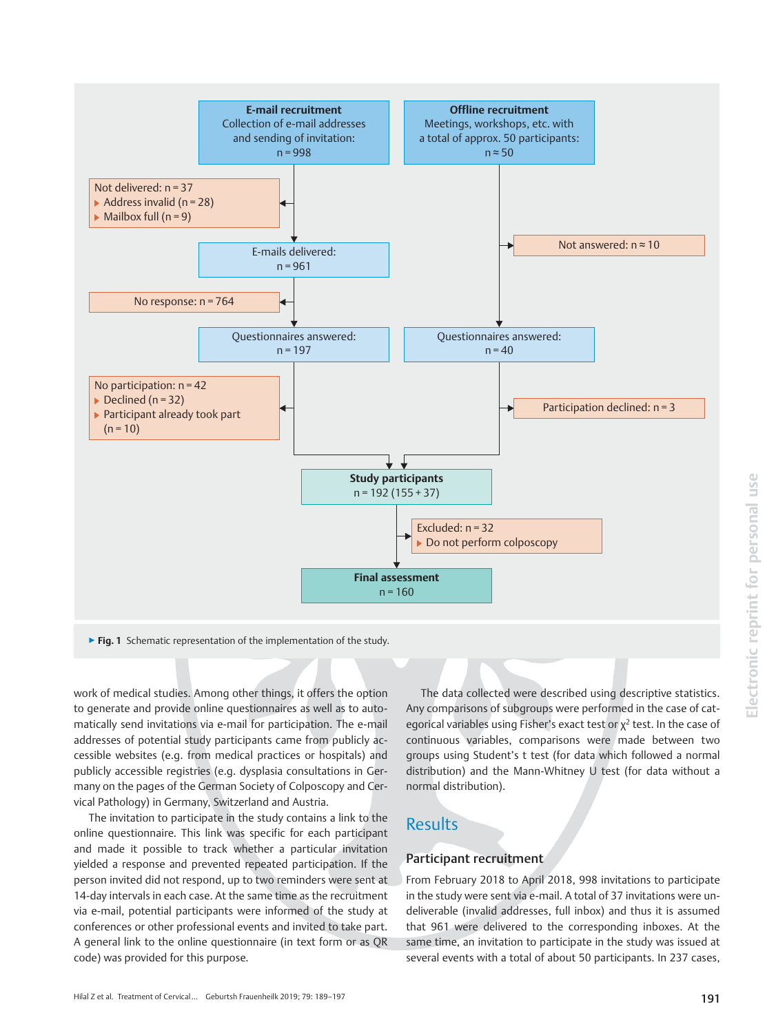**E-mail recruitment**
Collection of e-mail addresses and sending of invitation:
n = 998

**Offline recruitment**
Meetings, workshops, etc. with a total of approx. 50 participants:
n ≈ 50

Not delivered: n = 37
- Address invalid (n = 28)
- Mailbox full (n = 9)

E-mails delivered:
n = 961

Not answered: n ≈ 10

No response: n = 764

Questionnaires answered:
n = 197

Questionnaires answered:
n = 40

No participation: n = 42
- Declined (n = 32)
- Participant already took part (n = 10)

Participation declined: n = 3

**Study participants**
n = 192 (155 + 37)

Excluded: n = 32
- Do not perform colposcopy

**Final assessment**
n = 160

▶ **Fig. 1** Schematic representation of the implementation of the study.

work of medical studies. Among other things, it offers the option to generate and provide online questionnaires as well as to automatically send invitations via e-mail for participation. The e-mail addresses of potential study participants came from publicly accessible websites (e.g. from medical practices or hospitals) and publicly accessible registries (e.g. dysplasia consultations in Germany on the pages of the German Society of Colposcopy and Cervical Pathology) in Germany, Switzerland and Austria.

The invitation to participate in the study contains a link to the online questionnaire. This link was specific for each participant and made it possible to track whether a particular invitation yielded a response and prevented repeated participation. If the person invited did not respond, up to two reminders were sent at 14-day intervals in each case. At the same time as the recruitment via e-mail, potential participants were informed of the study at conferences or other professional events and invited to take part. A general link to the online questionnaire (in text form or as QR code) was provided for this purpose.

The data collected were described using descriptive statistics. Any comparisons of subgroups were performed in the case of categorical variables using Fisher's exact test or $\chi^2$ test. In the case of continuous variables, comparisons were made between two groups using Student's t test (for data which followed a normal distribution) and the Mann-Whitney U test (for data without a normal distribution).

## Results

### Participant recruitment

From February 2018 to April 2018, 998 invitations to participate in the study were sent via e-mail. A total of 37 invitations were undeliverable (invalid addresses, full inbox) and thus it is assumed that 961 were delivered to the corresponding inboxes. At the same time, an invitation to participate in the study was issued at several events with a total of about 50 participants. In 237 cases,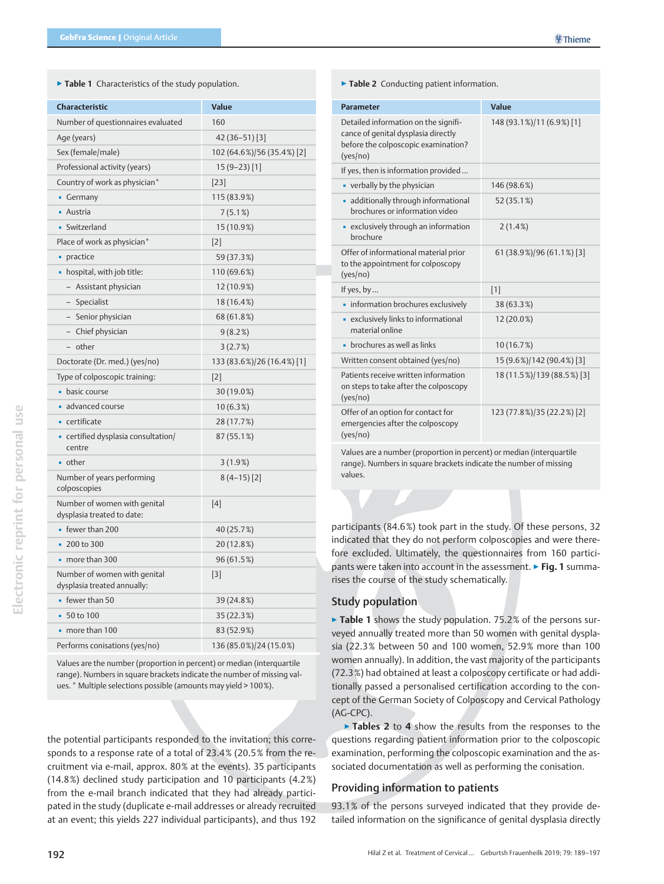▶ **Table 1** Characteristics of the study population.

| Characteristic | Value |
|---|---|
| Number of questionnaires evaluated | 160 |
| Age (years) | 42 (36–51) [3] |
| Sex (female/male) | 102 (64.6%)/56 (35.4%) [2] |
| Professional activity (years) | 15 (9–23) [1] |
| Country of work as physician* | [23] |
| ▪ Germany | 115 (83.9%) |
| ▪ Austria | 7 (5.1%) |
| ▪ Switzerland | 15 (10.9%) |
| Place of work as physician* | [2] |
| ▪ practice | 59 (37.3%) |
| ▪ hospital, with job title: | 110 (69.6%) |
| – Assistant physician | 12 (10.9%) |
| – Specialist | 18 (16.4%) |
| – Senior physician | 68 (61.8%) |
| – Chief physician | 9 (8.2%) |
| – other | 3 (2.7%) |
| Doctorate (Dr. med.) (yes/no) | 133 (83.6%)/26 (16.4%) [1] |
| Type of colposcopic training: | [2] |
| ▪ basic course | 30 (19.0%) |
| ▪ advanced course | 10 (6.3%) |
| ▪ certificate | 28 (17.7%) |
| ▪ certified dysplasia consultation/centre | 87 (55.1%) |
| ▪ other | 3 (1.9%) |
| Number of years performing colposcopies | 8 (4–15) [2] |
| Number of women with genital dysplasia treated to date: | [4] |
| ▪ fewer than 200 | 40 (25.7%) |
| ▪ 200 to 300 | 20 (12.8%) |
| ▪ more than 300 | 96 (61.5%) |
| Number of women with genital dysplasia treated annually: | [3] |
| ▪ fewer than 50 | 39 (24.8%) |
| ▪ 50 to 100 | 35 (22.3%) |
| ▪ more than 100 | 83 (52.9%) |
| Performs conisations (yes/no) | 136 (85.0%)/24 (15.0%) |

Values are the number (proportion in percent) or median (interquartile range). Numbers in square brackets indicate the number of missing values. * Multiple selections possible (amounts may yield > 100%).

▶ **Table 2** Conducting patient information.

| Parameter | Value |
|---|---|
| Detailed information on the significance of genital dysplasia directly before the colposcopic examination? (yes/no) | 148 (93.1%)/11 (6.9%) [1] |
| If yes, then is information provided … | |
| ▪ verbally by the physician | 146 (98.6%) |
| ▪ additionally through informational brochures or information video | 52 (35.1%) |
| ▪ exclusively through an information brochure | 2 (1.4%) |
| Offer of informational material prior to the appointment for colposcopy (yes/no) | 61 (38.9%)/96 (61.1%) [3] |
| If yes, by … | [1] |
| ▪ information brochures exclusively | 38 (63.3%) |
| ▪ exclusively links to informational material online | 12 (20.0%) |
| ▪ brochures as well as links | 10 (16.7%) |
| Written consent obtained (yes/no) | 15 (9.6%)/142 (90.4%) [3] |
| Patients receive written information on steps to take after the colposcopy (yes/no) | 18 (11.5%)/139 (88.5%) [3] |
| Offer of an option for contact for emergencies after the colposcopy (yes/no) | 123 (77.8%)/35 (22.2%) [2] |

Values are a number (proportion in percent) or median (interquartile range). Numbers in square brackets indicate the number of missing values.

the potential participants responded to the invitation; this corresponds to a response rate of a total of 23.4% (20.5% from the recruitment via e-mail, approx. 80% at the events). 35 participants (14.8%) declined study participation and 10 participants (4.2%) from the e-mail branch indicated that they had already participated in the study (duplicate e-mail addresses or already recruited at an event; this yields 227 individual participants), and thus 192 participants (84.6%) took part in the study. Of these persons, 32 indicated that they do not perform colposcopies and were therefore excluded. Ultimately, the questionnaires from 160 participants were taken into account in the assessment. ▶ **Fig. 1** summarises the course of the study schematically.

## Study population

▶ **Table 1** shows the study population. 75.2% of the persons surveyed annually treated more than 50 women with genital dysplasia (22.3% between 50 and 100 women, 52.9% more than 100 women annually). In addition, the vast majority of the participants (72.3%) had obtained at least a colposcopy certificate or had additionally passed a personalised certification according to the concept of the German Society of Colposcopy and Cervical Pathology (AG-CPC).

▶ **Tables 2** to **4** show the results from the responses to the questions regarding patient information prior to the colposcopic examination, performing the colposcopic examination and the associated documentation as well as performing the conisation.

## Providing information to patients

93.1% of the persons surveyed indicated that they provide detailed information on the significance of genital dysplasia directly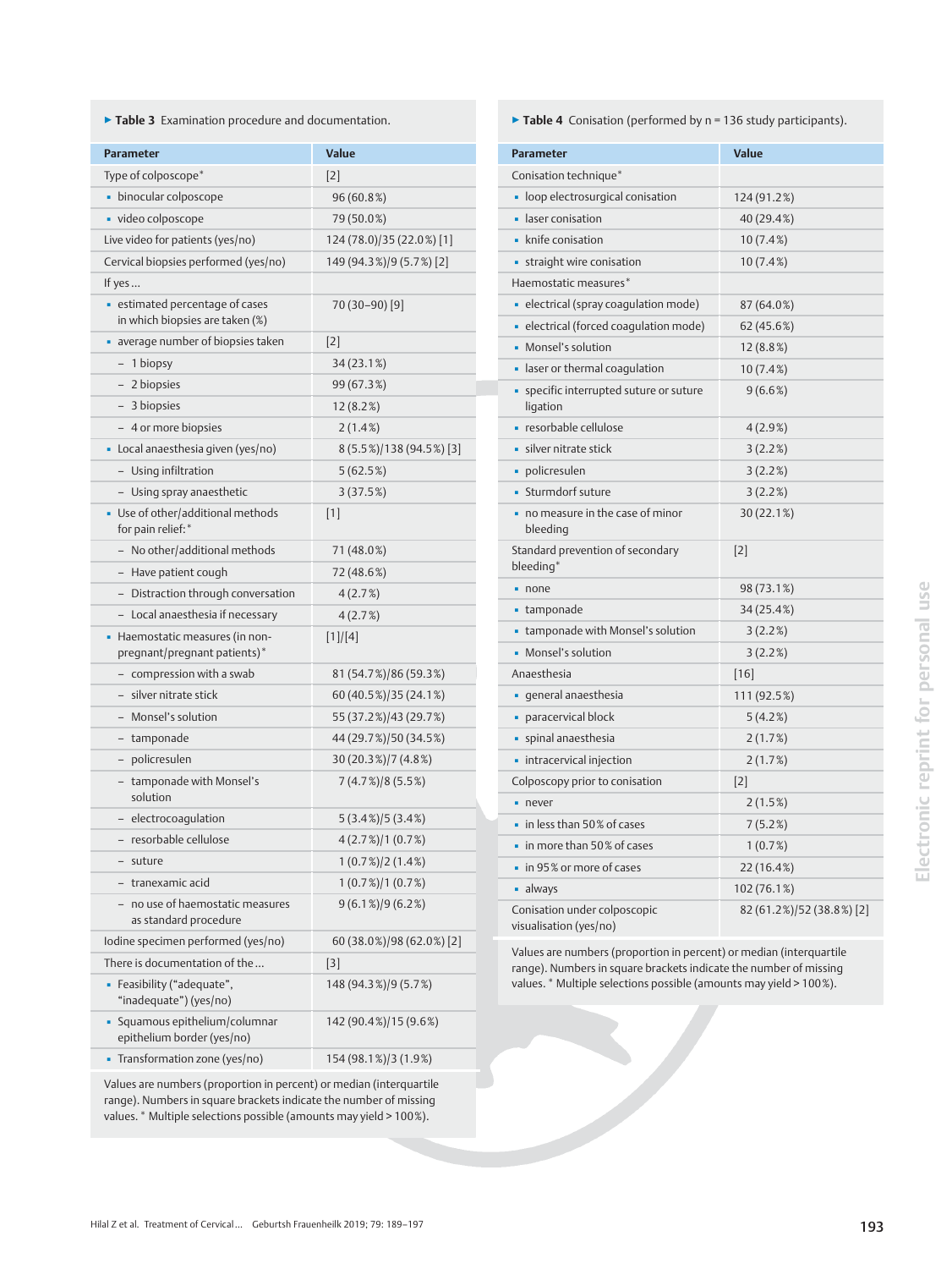**Table 3** Examination procedure and documentation.

| Parameter | Value |
|---|---|
| Type of colposcope* | [2] |
| ▪ binocular colposcope | 96 (60.8 %) |
| ▪ video colposcope | 79 (50.0 %) |
| Live video for patients (yes/no) | 124 (78.0)/35 (22.0 %) [1] |
| Cervical biopsies performed (yes/no) | 149 (94.3 %)/9 (5.7 %) [2] |
| If yes … | |
| ▪ estimated percentage of cases in which biopsies are taken (%) | 70 (30–90) [9] |
| ▪ average number of biopsies taken | [2] |
| – 1 biopsy | 34 (23.1 %) |
| – 2 biopsies | 99 (67.3 %) |
| – 3 biopsies | 12 (8.2 %) |
| – 4 or more biopsies | 2 (1.4 %) |
| ▪ Local anaesthesia given (yes/no) | 8 (5.5 %)/138 (94.5 %) [3] |
| – Using infiltration | 5 (62.5 %) |
| – Using spray anaesthetic | 3 (37.5 %) |
| ▪ Use of other/additional methods for pain relief:* | [1] |
| – No other/additional methods | 71 (48.0 %) |
| – Have patient cough | 72 (48.6 %) |
| – Distraction through conversation | 4 (2.7 %) |
| – Local anaesthesia if necessary | 4 (2.7 %) |
| ▪ Haemostatic measures (in non-pregnant/pregnant patients)* | [1]/[4] |
| – compression with a swab | 81 (54.7 %)/86 (59.3 %) |
| – silver nitrate stick | 60 (40.5 %)/35 (24.1 %) |
| – Monsel's solution | 55 (37.2 %)/43 (29.7 %) |
| – tamponade | 44 (29.7 %)/50 (34.5 %) |
| – policresulen | 30 (20.3 %)/7 (4.8 %) |
| – tamponade with Monsel's solution | 7 (4.7 %)/8 (5.5 %) |
| – electrocoagulation | 5 (3.4 %)/5 (3.4 %) |
| – resorbable cellulose | 4 (2.7 %)/1 (0.7 %) |
| – suture | 1 (0.7 %)/2 (1.4 %) |
| – tranexamic acid | 1 (0.7 %)/1 (0.7 %) |
| – no use of haemostatic measures as standard procedure | 9 (6.1 %)/9 (6.2 %) |
| Iodine specimen performed (yes/no) | 60 (38.0 %)/98 (62.0 %) [2] |
| There is documentation of the … | [3] |
| ▪ Feasibility ("adequate", "inadequate") (yes/no) | 148 (94.3 %)/9 (5.7 %) |
| ▪ Squamous epithelium/columnar epithelium border (yes/no) | 142 (90.4 %)/15 (9.6 %) |
| ▪ Transformation zone (yes/no) | 154 (98.1 %)/3 (1.9 %) |

Values are numbers (proportion in percent) or median (interquartile range). Numbers in square brackets indicate the number of missing values. * Multiple selections possible (amounts may yield > 100 %).

**Table 4** Conisation (performed by n = 136 study participants).

| Parameter | Value |
|---|---|
| Conisation technique* | |
| ▪ loop electrosurgical conisation | 124 (91.2 %) |
| ▪ laser conisation | 40 (29.4 %) |
| ▪ knife conisation | 10 (7.4 %) |
| ▪ straight wire conisation | 10 (7.4 %) |
| Haemostatic measures* | |
| ▪ electrical (spray coagulation mode) | 87 (64.0 %) |
| ▪ electrical (forced coagulation mode) | 62 (45.6 %) |
| ▪ Monsel's solution | 12 (8.8 %) |
| ▪ laser or thermal coagulation | 10 (7.4 %) |
| ▪ specific interrupted suture or suture ligation | 9 (6.6 %) |
| ▪ resorbable cellulose | 4 (2.9 %) |
| ▪ silver nitrate stick | 3 (2.2 %) |
| ▪ policresulen | 3 (2.2 %) |
| ▪ Sturmdorf suture | 3 (2.2 %) |
| ▪ no measure in the case of minor bleeding | 30 (22.1 %) |
| Standard prevention of secondary bleeding* | [2] |
| ▪ none | 98 (73.1 %) |
| ▪ tamponade | 34 (25.4 %) |
| ▪ tamponade with Monsel's solution | 3 (2.2 %) |
| ▪ Monsel's solution | 3 (2.2 %) |
| Anaesthesia | [16] |
| ▪ general anaesthesia | 111 (92.5 %) |
| ▪ paracervical block | 5 (4.2 %) |
| ▪ spinal anaesthesia | 2 (1.7 %) |
| ▪ intracervical injection | 2 (1.7 %) |
| Colposcopy prior to conisation | [2] |
| ▪ never | 2 (1.5 %) |
| ▪ in less than 50 % of cases | 7 (5.2 %) |
| ▪ in more than 50 % of cases | 1 (0.7 %) |
| ▪ in 95 % or more of cases | 22 (16.4 %) |
| ▪ always | 102 (76.1 %) |
| Conisation under colposcopic visualisation (yes/no) | 82 (61.2 %)/52 (38.8 %) [2] |

Values are numbers (proportion in percent) or median (interquartile range). Numbers in square brackets indicate the number of missing values. * Multiple selections possible (amounts may yield > 100 %).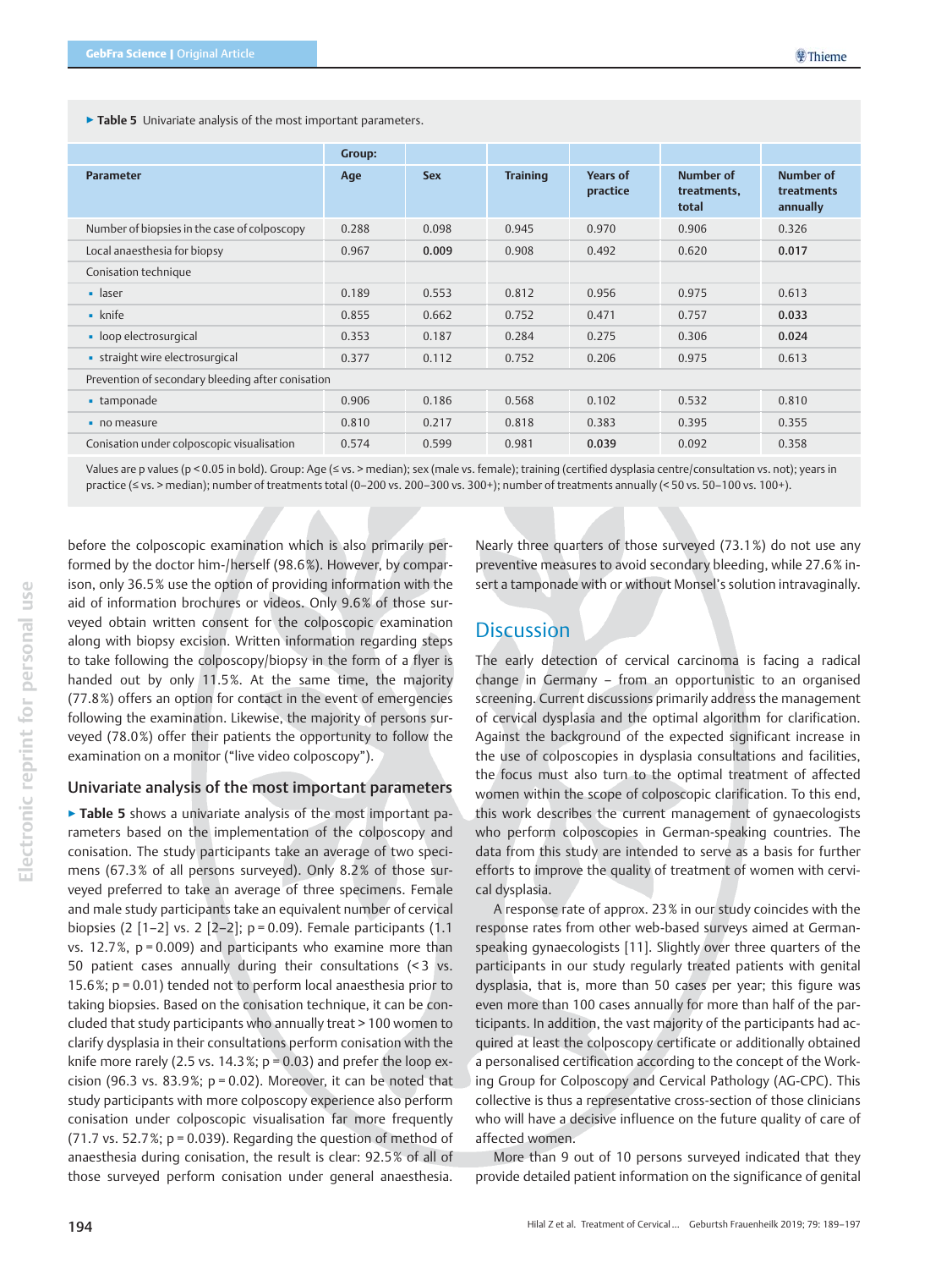▶ **Table 5** Univariate analysis of the most important parameters.

| Parameter | Group: Age | Sex | Training | Years of practice | Number of treatments, total | Number of treatments annually |
|---|---|---|---|---|---|---|
| Number of biopsies in the case of colposcopy | 0.288 | 0.098 | 0.945 | 0.970 | 0.906 | 0.326 |
| Local anaesthesia for biopsy | 0.967 | **0.009** | 0.908 | 0.492 | 0.620 | **0.017** |
| Conisation technique | | | | | | |
| ▪ laser | 0.189 | 0.553 | 0.812 | 0.956 | 0.975 | 0.613 |
| ▪ knife | 0.855 | 0.662 | 0.752 | 0.471 | 0.757 | **0.033** |
| ▪ loop electrosurgical | 0.353 | 0.187 | 0.284 | 0.275 | 0.306 | **0.024** |
| ▪ straight wire electrosurgical | 0.377 | 0.112 | 0.752 | 0.206 | 0.975 | 0.613 |
| Prevention of secondary bleeding after conisation | | | | | | |
| ▪ tamponade | 0.906 | 0.186 | 0.568 | 0.102 | 0.532 | 0.810 |
| ▪ no measure | 0.810 | 0.217 | 0.818 | 0.383 | 0.395 | 0.355 |
| Conisation under colposcopic visualisation | 0.574 | 0.599 | 0.981 | **0.039** | 0.092 | 0.358 |

Values are p values (p < 0.05 in bold). Group: Age (≤ vs. > median); sex (male vs. female); training (certified dysplasia centre/consultation vs. not); years in practice (≤ vs. > median); number of treatments total (0–200 vs. 200–300 vs. 300+); number of treatments annually (< 50 vs. 50–100 vs. 100+).

before the colposcopic examination which is also primarily performed by the doctor him-/herself (98.6%). However, by comparison, only 36.5% use the option of providing information with the aid of information brochures or videos. Only 9.6% of those surveyed obtain written consent for the colposcopic examination along with biopsy excision. Written information regarding steps to take following the colposcopy/biopsy in the form of a flyer is handed out by only 11.5%. At the same time, the majority (77.8%) offers an option for contact in the event of emergencies following the examination. Likewise, the majority of persons surveyed (78.0%) offer their patients the opportunity to follow the examination on a monitor ("live video colposcopy").

### Univariate analysis of the most important parameters

▶ **Table 5** shows a univariate analysis of the most important parameters based on the implementation of the colposcopy and conisation. The study participants take an average of two specimens (67.3% of all persons surveyed). Only 8.2% of those surveyed preferred to take an average of three specimens. Female and male study participants take an equivalent number of cervical biopsies (2 [1–2] vs. 2 [2–2]; p = 0.09). Female participants (1.1 vs. 12.7%, p = 0.009) and participants who examine more than 50 patient cases annually during their consultations (< 3 vs. 15.6%; p = 0.01) tended not to perform local anaesthesia prior to taking biopsies. Based on the conisation technique, it can be concluded that study participants who annually treat > 100 women to clarify dysplasia in their consultations perform conisation with the knife more rarely (2.5 vs. 14.3%; p = 0.03) and prefer the loop excision (96.3 vs. 83.9%; p = 0.02). Moreover, it can be noted that study participants with more colposcopy experience also perform conisation under colposcopic visualisation far more frequently (71.7 vs. 52.7%; p = 0.039). Regarding the question of method of anaesthesia during conisation, the result is clear: 92.5% of all of those surveyed perform conisation under general anaesthesia. Nearly three quarters of those surveyed (73.1%) do not use any preventive measures to avoid secondary bleeding, while 27.6% insert a tamponade with or without Monsel's solution intravaginally.

## Discussion

The early detection of cervical carcinoma is facing a radical change in Germany – from an opportunistic to an organised screening. Current discussions primarily address the management of cervical dysplasia and the optimal algorithm for clarification. Against the background of the expected significant increase in the use of colposcopies in dysplasia consultations and facilities, the focus must also turn to the optimal treatment of affected women within the scope of colposcopic clarification. To this end, this work describes the current management of gynaecologists who perform colposcopies in German-speaking countries. The data from this study are intended to serve as a basis for further efforts to improve the quality of treatment of women with cervical dysplasia.

A response rate of approx. 23% in our study coincides with the response rates from other web-based surveys aimed at German-speaking gynaecologists [11]. Slightly over three quarters of the participants in our study regularly treated patients with genital dysplasia, that is, more than 50 cases per year; this figure was even more than 100 cases annually for more than half of the participants. In addition, the vast majority of the participants had acquired at least the colposcopy certificate or additionally obtained a personalised certification according to the concept of the Working Group for Colposcopy and Cervical Pathology (AG-CPC). This collective is thus a representative cross-section of those clinicians who will have a decisive influence on the future quality of care of affected women.

More than 9 out of 10 persons surveyed indicated that they provide detailed patient information on the significance of genital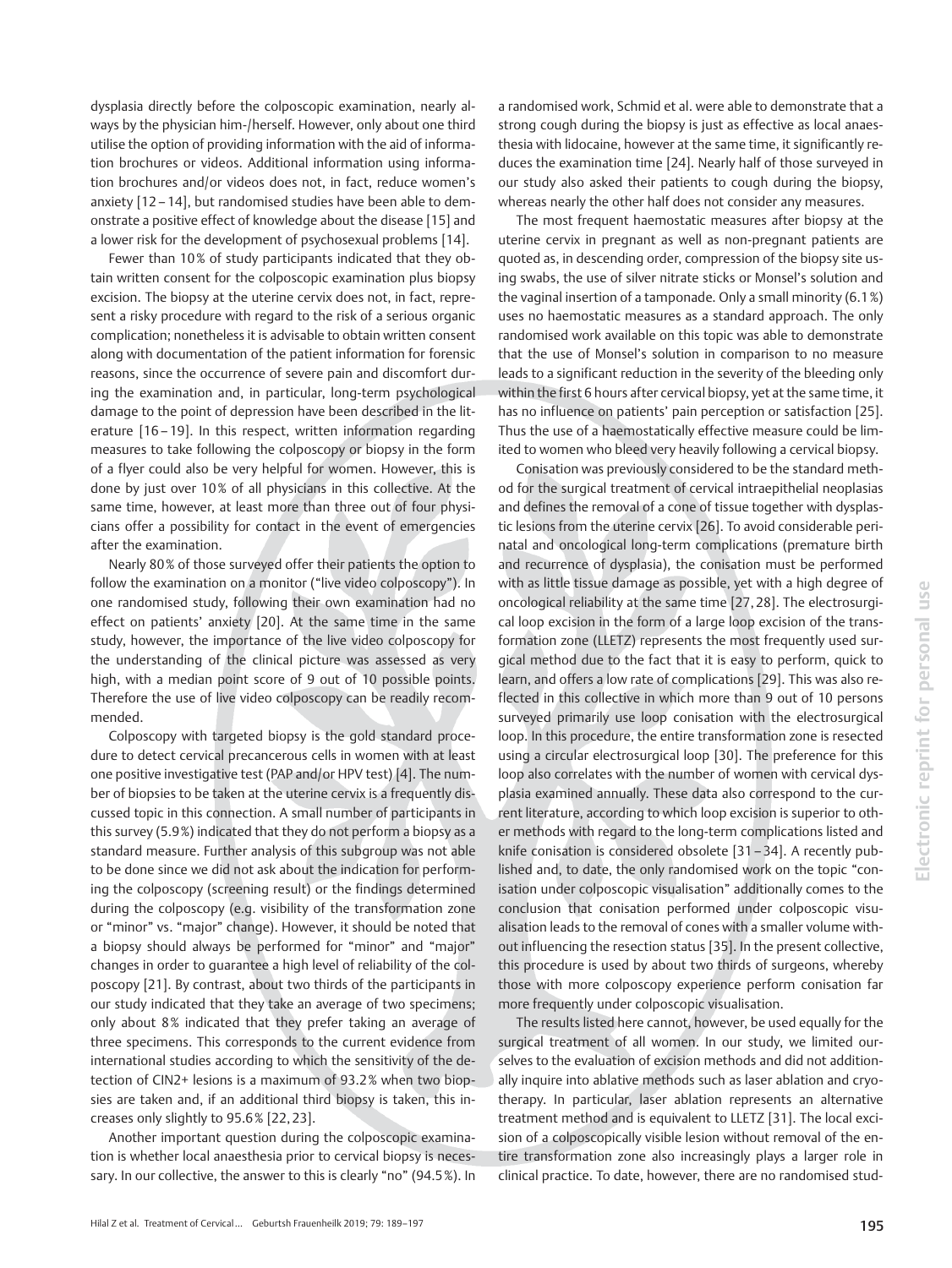dysplasia directly before the colposcopic examination, nearly always by the physician him-/herself. However, only about one third utilise the option of providing information with the aid of information brochures or videos. Additional information using information brochures and/or videos does not, in fact, reduce women's anxiety [12 – 14], but randomised studies have been able to demonstrate a positive effect of knowledge about the disease [15] and a lower risk for the development of psychosexual problems [14].

Fewer than 10% of study participants indicated that they obtain written consent for the colposcopic examination plus biopsy excision. The biopsy at the uterine cervix does not, in fact, represent a risky procedure with regard to the risk of a serious organic complication; nonetheless it is advisable to obtain written consent along with documentation of the patient information for forensic reasons, since the occurrence of severe pain and discomfort during the examination and, in particular, long-term psychological damage to the point of depression have been described in the literature [16 – 19]. In this respect, written information regarding measures to take following the colposcopy or biopsy in the form of a flyer could also be very helpful for women. However, this is done by just over 10% of all physicians in this collective. At the same time, however, at least more than three out of four physicians offer a possibility for contact in the event of emergencies after the examination.

Nearly 80% of those surveyed offer their patients the option to follow the examination on a monitor ("live video colposcopy"). In one randomised study, following their own examination had no effect on patients' anxiety [20]. At the same time in the same study, however, the importance of the live video colposcopy for the understanding of the clinical picture was assessed as very high, with a median point score of 9 out of 10 possible points. Therefore the use of live video colposcopy can be readily recommended.

Colposcopy with targeted biopsy is the gold standard procedure to detect cervical precancerous cells in women with at least one positive investigative test (PAP and/or HPV test) [4]. The number of biopsies to be taken at the uterine cervix is a frequently discussed topic in this connection. A small number of participants in this survey (5.9%) indicated that they do not perform a biopsy as a standard measure. Further analysis of this subgroup was not able to be done since we did not ask about the indication for performing the colposcopy (screening result) or the findings determined during the colposcopy (e.g. visibility of the transformation zone or "minor" vs. "major" change). However, it should be noted that a biopsy should always be performed for "minor" and "major" changes in order to guarantee a high level of reliability of the colposcopy [21]. By contrast, about two thirds of the participants in our study indicated that they take an average of two specimens; only about 8% indicated that they prefer taking an average of three specimens. This corresponds to the current evidence from international studies according to which the sensitivity of the detection of CIN2+ lesions is a maximum of 93.2% when two biopsies are taken and, if an additional third biopsy is taken, this increases only slightly to 95.6% [22, 23].

Another important question during the colposcopic examination is whether local anaesthesia prior to cervical biopsy is necessary. In our collective, the answer to this is clearly "no" (94.5%). In a randomised work, Schmid et al. were able to demonstrate that a strong cough during the biopsy is just as effective as local anaesthesia with lidocaine, however at the same time, it significantly reduces the examination time [24]. Nearly half of those surveyed in our study also asked their patients to cough during the biopsy, whereas nearly the other half does not consider any measures.

The most frequent haemostatic measures after biopsy at the uterine cervix in pregnant as well as non-pregnant patients are quoted as, in descending order, compression of the biopsy site using swabs, the use of silver nitrate sticks or Monsel's solution and the vaginal insertion of a tamponade. Only a small minority (6.1%) uses no haemostatic measures as a standard approach. The only randomised work available on this topic was able to demonstrate that the use of Monsel's solution in comparison to no measure leads to a significant reduction in the severity of the bleeding only within the first 6 hours after cervical biopsy, yet at the same time, it has no influence on patients' pain perception or satisfaction [25]. Thus the use of a haemostatically effective measure could be limited to women who bleed very heavily following a cervical biopsy.

Conisation was previously considered to be the standard method for the surgical treatment of cervical intraepithelial neoplasias and defines the removal of a cone of tissue together with dysplastic lesions from the uterine cervix [26]. To avoid considerable perinatal and oncological long-term complications (premature birth and recurrence of dysplasia), the conisation must be performed with as little tissue damage as possible, yet with a high degree of oncological reliability at the same time [27, 28]. The electrosurgical loop excision in the form of a large loop excision of the transformation zone (LLETZ) represents the most frequently used surgical method due to the fact that it is easy to perform, quick to learn, and offers a low rate of complications [29]. This was also reflected in this collective in which more than 9 out of 10 persons surveyed primarily use loop conisation with the electrosurgical loop. In this procedure, the entire transformation zone is resected using a circular electrosurgical loop [30]. The preference for this loop also correlates with the number of women with cervical dysplasia examined annually. These data also correspond to the current literature, according to which loop excision is superior to other methods with regard to the long-term complications listed and knife conisation is considered obsolete [31 – 34]. A recently published and, to date, the only randomised work on the topic "conisation under colposcopic visualisation" additionally comes to the conclusion that conisation performed under colposcopic visualisation leads to the removal of cones with a smaller volume without influencing the resection status [35]. In the present collective, this procedure is used by about two thirds of surgeons, whereby those with more colposcopy experience perform conisation far more frequently under colposcopic visualisation.

The results listed here cannot, however, be used equally for the surgical treatment of all women. In our study, we limited ourselves to the evaluation of excision methods and did not additionally inquire into ablative methods such as laser ablation and cryotherapy. In particular, laser ablation represents an alternative treatment method and is equivalent to LLETZ [31]. The local excision of a colposcopically visible lesion without removal of the entire transformation zone also increasingly plays a larger role in clinical practice. To date, however, there are no randomised stud-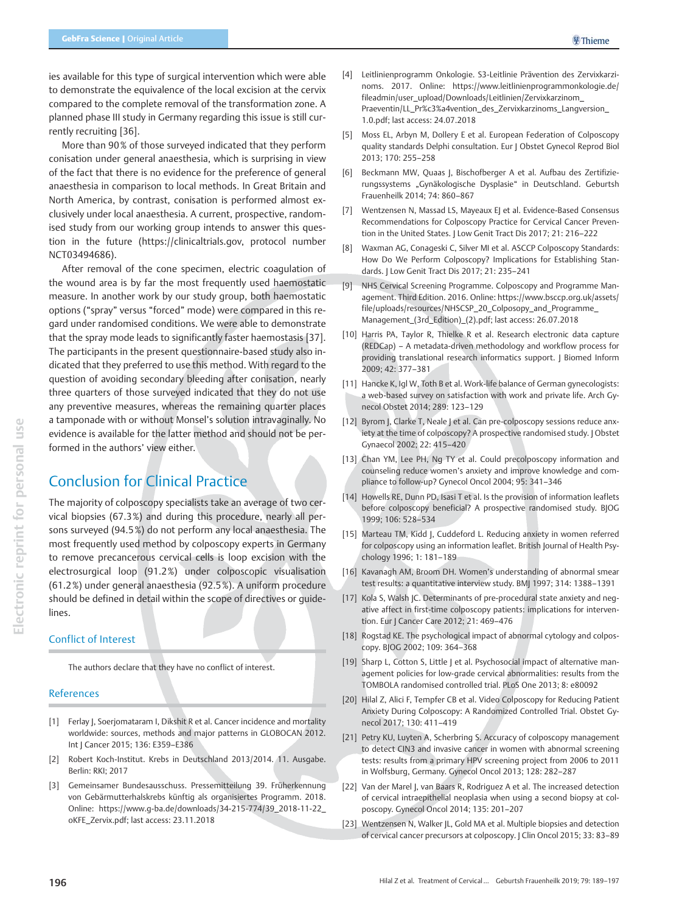ies available for this type of surgical intervention which were able to demonstrate the equivalence of the local excision at the cervix compared to the complete removal of the transformation zone. A planned phase III study in Germany regarding this issue is still currently recruiting [36].

More than 90% of those surveyed indicated that they perform conisation under general anaesthesia, which is surprising in view of the fact that there is no evidence for the preference of general anaesthesia in comparison to local methods. In Great Britain and North America, by contrast, conisation is performed almost exclusively under local anaesthesia. A current, prospective, randomised study from our working group intends to answer this question in the future (https://clinicaltrials.gov, protocol number NCT03494686).

After removal of the cone specimen, electric coagulation of the wound area is by far the most frequently used haemostatic measure. In another work by our study group, both haemostatic options ("spray" versus "forced" mode) were compared in this regard under randomised conditions. We were able to demonstrate that the spray mode leads to significantly faster haemostasis [37]. The participants in the present questionnaire-based study also indicated that they preferred to use this method. With regard to the question of avoiding secondary bleeding after conisation, nearly three quarters of those surveyed indicated that they do not use any preventive measures, whereas the remaining quarter places a tamponade with or without Monsel's solution intravaginally. No evidence is available for the latter method and should not be performed in the authors' view either.

## Conclusion for Clinical Practice

The majority of colposcopy specialists take an average of two cervical biopsies (67.3%) and during this procedure, nearly all persons surveyed (94.5%) do not perform any local anaesthesia. The most frequently used method by colposcopy experts in Germany to remove precancerous cervical cells is loop excision with the electrosurgical loop (91.2%) under colposcopic visualisation (61.2%) under general anaesthesia (92.5%). A uniform procedure should be defined in detail within the scope of directives or guidelines.

### Conflict of Interest

The authors declare that they have no conflict of interest.

### References

[1] Ferlay J, Soerjomataram I, Dikshit R et al. Cancer incidence and mortality worldwide: sources, methods and major patterns in GLOBOCAN 2012. Int J Cancer 2015; 136: E359–E386

[2] Robert Koch-Institut. Krebs in Deutschland 2013/2014. 11. Ausgabe. Berlin: RKI; 2017

[3] Gemeinsamer Bundesausschuss. Pressemitteilung 39. Früherkennung von Gebärmutterhalskrebs künftig als organisiertes Programm. 2018. Online: https://www.g-ba.de/downloads/34-215-774/39_2018-11-22_oKFE_Zervix.pdf; last access: 23.11.2018

[4] Leitlinienprogramm Onkologie. S3-Leitlinie Prävention des Zervixkarzinoms. 2017. Online: https://www.leitlinienprogrammonkologie.de/fileadmin/user_upload/Downloads/Leitlinien/Zervixkarzinom_Praeventin/LL_Pr%c3%a4vention_des_Zervixkarzinoms_Langversion_1.0.pdf; last access: 24.07.2018

[5] Moss EL, Arbyn M, Dollery E et al. European Federation of Colposcopy quality standards Delphi consultation. Eur J Obstet Gynecol Reprod Biol 2013; 170: 255–258

[6] Beckmann MW, Quaas J, Bischofberger A et al. Aufbau des Zertifizierungssystems „Gynäkologische Dysplasie" in Deutschland. Geburtsh Frauenheilk 2014; 74: 860–867

[7] Wentzensen N, Massad LS, Mayeaux EJ et al. Evidence-Based Consensus Recommendations for Colposcopy Practice for Cervical Cancer Prevention in the United States. J Low Genit Tract Dis 2017; 21: 216–222

[8] Waxman AG, Conageski C, Silver MI et al. ASCCP Colposcopy Standards: How Do We Perform Colposcopy? Implications for Establishing Standards. J Low Genit Tract Dis 2017; 21: 235–241

[9] NHS Cervical Screening Programme. Colposcopy and Programme Management. Third Edition. 2016. Online: https://www.bsccp.org.uk/assets/file/uploads/resources/NHSCSP_20_Colposopy_and_Programme_Management_(3rd_Edition)_(2).pdf; last access: 26.07.2018

[10] Harris PA, Taylor R, Thielke R et al. Research electronic data capture (REDCap) – A metadata-driven methodology and workflow process for providing translational research informatics support. J Biomed Inform 2009; 42: 377–381

[11] Hancke K, Igl W, Toth B et al. Work-life balance of German gynecologists: a web-based survey on satisfaction with work and private life. Arch Gynecol Obstet 2014; 289: 123–129

[12] Byrom J, Clarke T, Neale J et al. Can pre-colposcopy sessions reduce anxiety at the time of colposcopy? A prospective randomised study. J Obstet Gynaecol 2002; 22: 415–420

[13] Chan YM, Lee PH, Ng TY et al. Could precolposcopy information and counseling reduce women's anxiety and improve knowledge and compliance to follow-up? Gynecol Oncol 2004; 95: 341–346

[14] Howells RE, Dunn PD, Isasi T et al. Is the provision of information leaflets before colposcopy beneficial? A prospective randomised study. BJOG 1999; 106: 528–534

[15] Marteau TM, Kidd J, Cuddeford L. Reducing anxiety in women referred for colposcopy using an information leaflet. British Journal of Health Psychology 1996; 1: 181–189

[16] Kavanagh AM, Broom DH. Women's understanding of abnormal smear test results: a quantitative interview study. BMJ 1997; 314: 1388–1391

[17] Kola S, Walsh JC. Determinants of pre-procedural state anxiety and negative affect in first-time colposcopy patients: implications for intervention. Eur J Cancer Care 2012; 21: 469–476

[18] Rogstad KE. The psychological impact of abnormal cytology and colposcopy. BJOG 2002; 109: 364–368

[19] Sharp L, Cotton S, Little J et al. Psychosocial impact of alternative management policies for low-grade cervical abnormalities: results from the TOMBOLA randomised controlled trial. PLoS One 2013; 8: e80092

[20] Hilal Z, Alici F, Tempfer CB et al. Video Colposcopy for Reducing Patient Anxiety During Colposcopy: A Randomized Controlled Trial. Obstet Gynecol 2017; 130: 411–419

[21] Petry KU, Luyten A, Scherbring S. Accuracy of colposcopy management to detect CIN3 and invasive cancer in women with abnormal screening tests: results from a primary HPV screening project from 2006 to 2011 in Wolfsburg, Germany. Gynecol Oncol 2013; 128: 282–287

[22] Van der Marel J, van Baars R, Rodriguez A et al. The increased detection of cervical intraepithelial neoplasia when using a second biopsy at colposcopy. Gynecol Oncol 2014; 135: 201–207

[23] Wentzensen N, Walker JL, Gold MA et al. Multiple biopsies and detection of cervical cancer precursors at colposcopy. J Clin Oncol 2015; 33: 83–89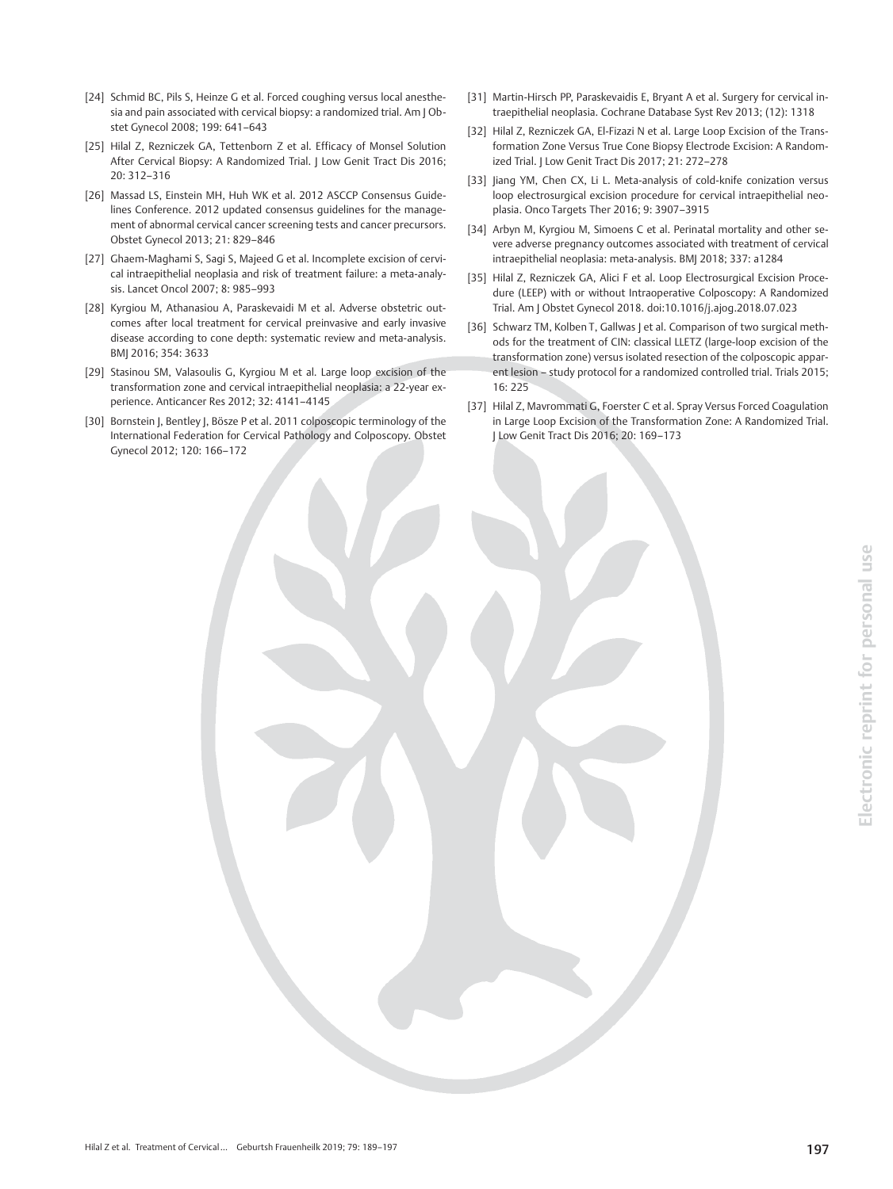[24] Schmid BC, Pils S, Heinze G et al. Forced coughing versus local anesthesia and pain associated with cervical biopsy: a randomized trial. Am J Obstet Gynecol 2008; 199: 641–643

[25] Hilal Z, Rezniczek GA, Tettenborn Z et al. Efficacy of Monsel Solution After Cervical Biopsy: A Randomized Trial. J Low Genit Tract Dis 2016; 20: 312–316

[26] Massad LS, Einstein MH, Huh WK et al. 2012 ASCCP Consensus Guidelines Conference. 2012 updated consensus guidelines for the management of abnormal cervical cancer screening tests and cancer precursors. Obstet Gynecol 2013; 21: 829–846

[27] Ghaem-Maghami S, Sagi S, Majeed G et al. Incomplete excision of cervical intraepithelial neoplasia and risk of treatment failure: a meta-analysis. Lancet Oncol 2007; 8: 985–993

[28] Kyrgiou M, Athanasiou A, Paraskevaidi M et al. Adverse obstetric outcomes after local treatment for cervical preinvasive and early invasive disease according to cone depth: systematic review and meta-analysis. BMJ 2016; 354: 3633

[29] Stasinou SM, Valasoulis G, Kyrgiou M et al. Large loop excision of the transformation zone and cervical intraepithelial neoplasia: a 22-year experience. Anticancer Res 2012; 32: 4141–4145

[30] Bornstein J, Bentley J, Bösze P et al. 2011 colposcopic terminology of the International Federation for Cervical Pathology and Colposcopy. Obstet Gynecol 2012; 120: 166–172

[31] Martin-Hirsch PP, Paraskevaidis E, Bryant A et al. Surgery for cervical intraepithelial neoplasia. Cochrane Database Syst Rev 2013; (12): 1318

[32] Hilal Z, Rezniczek GA, El-Fizazi N et al. Large Loop Excision of the Transformation Zone Versus True Cone Biopsy Electrode Excision: A Randomized Trial. J Low Genit Tract Dis 2017; 21: 272–278

[33] Jiang YM, Chen CX, Li L. Meta-analysis of cold-knife conization versus loop electrosurgical excision procedure for cervical intraepithelial neoplasia. Onco Targets Ther 2016; 9: 3907–3915

[34] Arbyn M, Kyrgiou M, Simoens C et al. Perinatal mortality and other severe adverse pregnancy outcomes associated with treatment of cervical intraepithelial neoplasia: meta-analysis. BMJ 2018; 337: a1284

[35] Hilal Z, Rezniczek GA, Alici F et al. Loop Electrosurgical Excision Procedure (LEEP) with or without Intraoperative Colposcopy: A Randomized Trial. Am J Obstet Gynecol 2018. doi:10.1016/j.ajog.2018.07.023

[36] Schwarz TM, Kolben T, Gallwas J et al. Comparison of two surgical methods for the treatment of CIN: classical LLETZ (large-loop excision of the transformation zone) versus isolated resection of the colposcopic apparent lesion – study protocol for a randomized controlled trial. Trials 2015; 16: 225

[37] Hilal Z, Mavrommati G, Foerster C et al. Spray Versus Forced Coagulation in Large Loop Excision of the Transformation Zone: A Randomized Trial. J Low Genit Tract Dis 2016; 20: 169–173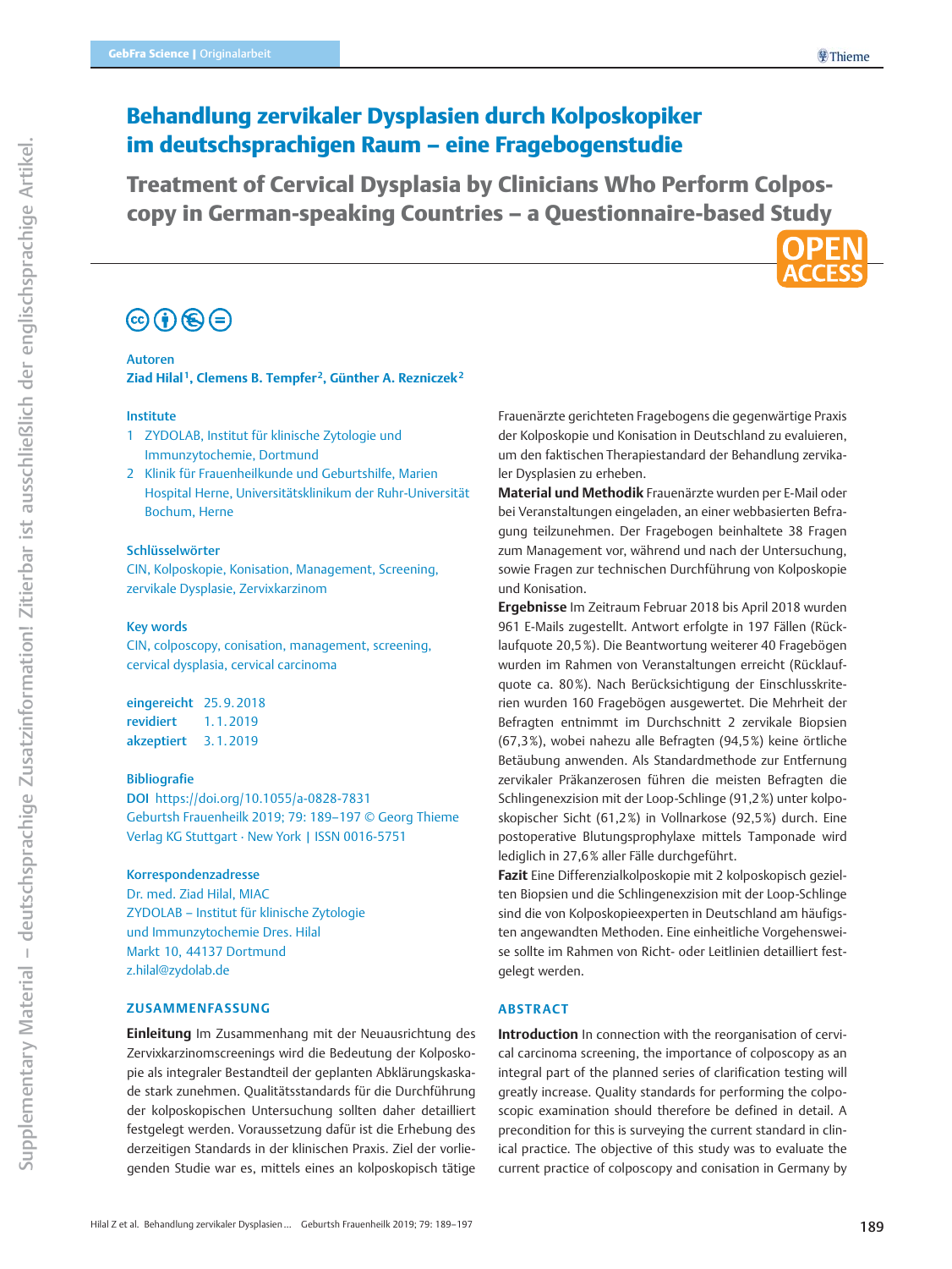# Behandlung zervikaler Dysplasien durch Kolposkopiker im deutschsprachigen Raum – eine Fragebogenstudie

## Treatment of Cervical Dysplasia by Clinicians Who Perform Colposcopy in German-speaking Countries – a Questionnaire-based Study

**Autoren**

Ziad Hilal[1], Clemens B. Tempfer[2], Günther A. Rezniczek[2]

**Institute**

1 ZYDOLAB, Institut für klinische Zytologie und Immunzytochemie, Dortmund

2 Klinik für Frauenheilkunde und Geburtshilfe, Marien Hospital Herne, Universitätsklinikum der Ruhr-Universität Bochum, Herne

**Schlüsselwörter**

CIN, Kolposkopie, Konisation, Management, Screening, zervikale Dysplasie, Zervixkarzinom

**Key words**

CIN, colposcopy, conisation, management, screening, cervical dysplasia, cervical carcinoma

**eingereicht** 25.9.2018
**revidiert** 1.1.2019
**akzeptiert** 3.1.2019

**Bibliografie**

DOI https://doi.org/10.1055/a-0828-7831
Geburtsh Frauenheilk 2019; 79: 189–197 © Georg Thieme Verlag KG Stuttgart · New York | ISSN 0016-5751

**Korrespondenzadresse**

Dr. med. Ziad Hilal, MIAC
ZYDOLAB – Institut für klinische Zytologie und Immunzytochemie Dres. Hilal
Markt 10, 44137 Dortmund
z.hilal@zydolab.de

## ZUSAMMENFASSUNG

**Einleitung** Im Zusammenhang mit der Neuausrichtung des Zervixkarzinomscreenings wird die Bedeutung der Kolposkopie als integraler Bestandteil der geplanten Abklärungskaskade stark zunehmen. Qualitätsstandards für die Durchführung der kolposkopischen Untersuchung sollten daher detailliert festgelegt werden. Voraussetzung dafür ist die Erhebung des derzeitigen Standards in der klinischen Praxis. Ziel der vorliegenden Studie war es, mittels eines an kolposkopisch tätige Frauenärzte gerichteten Fragebogens die gegenwärtige Praxis der Kolposkopie und Konisation in Deutschland zu evaluieren, um den faktischen Therapiestandard der Behandlung zervikaler Dysplasien zu erheben.

**Material und Methodik** Frauenärzte wurden per E-Mail oder bei Veranstaltungen eingeladen, an einer webbasierten Befragung teilzunehmen. Der Fragebogen beinhaltete 38 Fragen zum Management vor, während und nach der Untersuchung, sowie Fragen zur technischen Durchführung von Kolposkopie und Konisation.

**Ergebnisse** Im Zeitraum Februar 2018 bis April 2018 wurden 961 E-Mails zugestellt. Antwort erfolgte in 197 Fällen (Rücklaufquote 20,5%). Die Beantwortung weiterer 40 Fragebögen wurden im Rahmen von Veranstaltungen erreicht (Rücklaufquote ca. 80%). Nach Berücksichtigung der Einschlusskriterien wurden 160 Fragebögen ausgewertet. Die Mehrheit der Befragten entnimmt im Durchschnitt 2 zervikale Biopsien (67,3%), wobei nahezu alle Befragten (94,5%) keine örtliche Betäubung anwenden. Als Standardmethode zur Entfernung zervikaler Präkanzerosen führen die meisten Befragten die Schlingenexzision mit der Loop-Schlinge (91,2%) unter kolposkopischer Sicht (61,2%) in Vollnarkose (92,5%) durch. Eine postoperative Blutungsprophylaxe mittels Tamponade wird lediglich in 27,6% aller Fälle durchgeführt.

**Fazit** Eine Differenzialkolposkopie mit 2 kolposkopisch gezielten Biopsien und die Schlingenexzision mit der Loop-Schlinge sind die von Kolposkopieexperten in Deutschland am häufigsten angewandten Methoden. Eine einheitliche Vorgehensweise sollte im Rahmen von Richt- oder Leitlinien detailliert festgelegt werden.

## ABSTRACT

**Introduction** In connection with the reorganisation of cervical carcinoma screening, the importance of colposcopy as an integral part of the planned series of clarification testing will greatly increase. Quality standards for performing the colposcopic examination should therefore be defined in detail. A precondition for this is surveying the current standard in clinical practice. The objective of this study was to evaluate the current practice of colposcopy and conisation in Germany by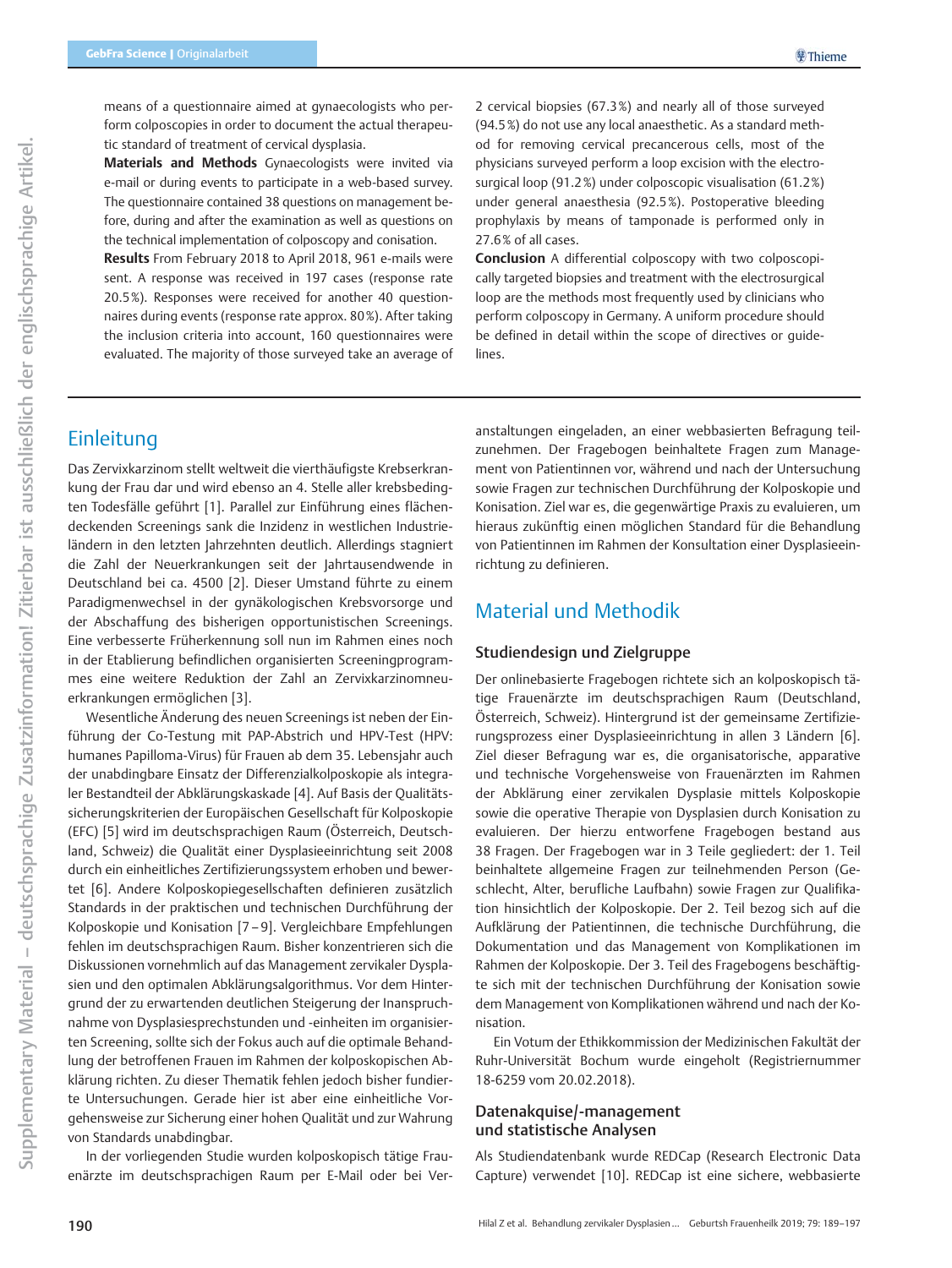means of a questionnaire aimed at gynaecologists who perform colposcopies in order to document the actual therapeutic standard of treatment of cervical dysplasia.

**Materials and Methods** Gynaecologists were invited via e-mail or during events to participate in a web-based survey. The questionnaire contained 38 questions on management before, during and after the examination as well as questions on the technical implementation of colposcopy and conisation.

**Results** From February 2018 to April 2018, 961 e-mails were sent. A response was received in 197 cases (response rate 20.5%). Responses were received for another 40 questionnaires during events (response rate approx. 80%). After taking the inclusion criteria into account, 160 questionnaires were evaluated. The majority of those surveyed take an average of 2 cervical biopsies (67.3%) and nearly all of those surveyed (94.5%) do not use any local anaesthetic. As a standard method for removing cervical precancerous cells, most of the physicians surveyed perform a loop excision with the electrosurgical loop (91.2%) under colposcopic visualisation (61.2%) under general anaesthesia (92.5%). Postoperative bleeding prophylaxis by means of tamponade is performed only in 27.6% of all cases.

**Conclusion** A differential colposcopy with two colposcopically targeted biopsies and treatment with the electrosurgical loop are the methods most frequently used by clinicians who perform colposcopy in Germany. A uniform procedure should be defined in detail within the scope of directives or guidelines.

## Einleitung

Das Zervixkarzinom stellt weltweit die vierthäufigste Krebserkrankung der Frau dar und wird ebenso an 4. Stelle aller krebsbedingten Todesfälle geführt [1]. Parallel zur Einführung eines flächendeckenden Screenings sank die Inzidenz in westlichen Industrieländern in den letzten Jahrzehnten deutlich. Allerdings stagniert die Zahl der Neuerkrankungen seit der Jahrtausendwende in Deutschland bei ca. 4500 [2]. Dieser Umstand führte zu einem Paradigmenwechsel in der gynäkologischen Krebsvorsorge und der Abschaffung des bisherigen opportunistischen Screenings. Eine verbesserte Früherkennung soll nun im Rahmen eines noch in der Etablierung befindlichen organisierten Screeningprogrammes eine weitere Reduktion der Zahl an Zervixkarzinomneuerkrankungen ermöglichen [3].

Wesentliche Änderung des neuen Screenings ist neben der Einführung der Co-Testung mit PAP-Abstrich und HPV-Test (HPV: humanes Papilloma-Virus) für Frauen ab dem 35. Lebensjahr auch der unabdingbare Einsatz der Differenzialkolposkopie als integraler Bestandteil der Abklärungskaskade [4]. Auf Basis der Qualitätssicherungskriterien der Europäischen Gesellschaft für Kolposkopie (EFC) [5] wird im deutschsprachigen Raum (Österreich, Deutschland, Schweiz) die Qualität einer Dysplasieeinrichtung seit 2008 durch ein einheitliches Zertifizierungssystem erhoben und bewertet [6]. Andere Kolposkopiegesellschaften definieren zusätzlich Standards in der praktischen und technischen Durchführung der Kolposkopie und Konisation [7–9]. Vergleichbare Empfehlungen fehlen im deutschsprachigen Raum. Bisher konzentrieren sich die Diskussionen vornehmlich auf das Management zervikaler Dysplasien und den optimalen Abklärungsalgorithmus. Vor dem Hintergrund der zu erwartenden deutlichen Steigerung der Inanspruchnahme von Dysplasiesprechstunden und -einheiten im organisierten Screening, sollte sich der Fokus auch auf die optimale Behandlung der betroffenen Frauen im Rahmen der kolposkopischen Abklärung richten. Zu dieser Thematik fehlen jedoch bisher fundierte Untersuchungen. Gerade hier ist aber eine einheitliche Vorgehensweise zur Sicherung einer hohen Qualität und zur Wahrung von Standards unabdingbar.

In der vorliegenden Studie wurden kolposkopisch tätige Frauenärzte im deutschsprachigen Raum per E-Mail oder bei Veranstaltungen eingeladen, an einer webbasierten Befragung teilzunehmen. Der Fragebogen beinhaltete Fragen zum Management von Patientinnen vor, während und nach der Untersuchung sowie Fragen zur technischen Durchführung der Kolposkopie und Konisation. Ziel war es, die gegenwärtige Praxis zu evaluieren, um hieraus zukünftig einen möglichen Standard für die Behandlung von Patientinnen im Rahmen der Konsultation einer Dysplasieeinrichtung zu definieren.

## Material und Methodik

### Studiendesign und Zielgruppe

Der onlinebasierte Fragebogen richtete sich an kolposkopisch tätige Frauenärzte im deutschsprachigen Raum (Deutschland, Österreich, Schweiz). Hintergrund ist der gemeinsame Zertifizierungsprozess einer Dysplasieeinrichtung in allen 3 Ländern [6]. Ziel dieser Befragung war es, die organisatorische, apparative und technische Vorgehensweise von Frauenärzten im Rahmen der Abklärung einer zervikalen Dysplasie mittels Kolposkopie sowie die operative Therapie von Dysplasien durch Konisation zu evaluieren. Der hierzu entworfene Fragebogen bestand aus 38 Fragen. Der Fragebogen war in 3 Teile gegliedert: der 1. Teil beinhaltete allgemeine Fragen zur teilnehmenden Person (Geschlecht, Alter, berufliche Laufbahn) sowie Fragen zur Qualifikation hinsichtlich der Kolposkopie. Der 2. Teil bezog sich auf die Aufklärung der Patientinnen, die technische Durchführung, die Dokumentation und das Management von Komplikationen im Rahmen der Kolposkopie. Der 3. Teil des Fragebogens beschäftigte sich mit der technischen Durchführung der Konisation sowie dem Management von Komplikationen während und nach der Konisation.

Ein Votum der Ethikkommission der Medizinischen Fakultät der Ruhr-Universität Bochum wurde eingeholt (Registriernummer 18-6259 vom 20.02.2018).

### Datenakquise/-management und statistische Analysen

Als Studiendatenbank wurde REDCap (Research Electronic Data Capture) verwendet [10]. REDCap ist eine sichere, webbasierte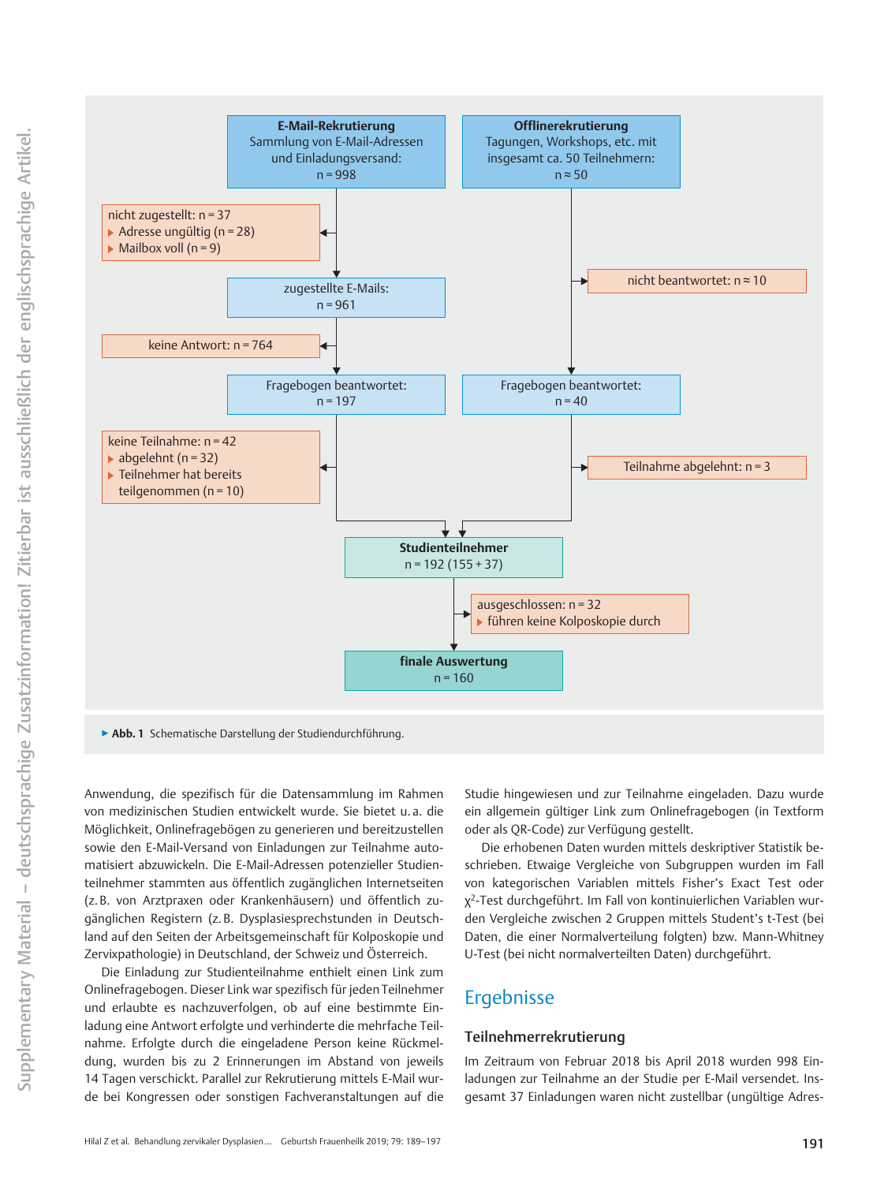E-Mail-Rekrutierung
Sammlung von E-Mail-Adressen und Einladungsversand:
n = 998

Offlinerekrutierung
Tagungen, Workshops, etc. mit insgesamt ca. 50 Teilnehmern:
n ≈ 50

nicht zugestellt: n = 37
- Adresse ungültig (n = 28)
- Mailbox voll (n = 9)

zugestellte E-Mails:
n = 961

nicht beantwortet: n ≈ 10

keine Antwort: n = 764

Fragebogen beantwortet:
n = 197

Fragebogen beantwortet:
n = 40

keine Teilnahme: n = 42
- abgelehnt (n = 32)
- Teilnehmer hat bereits teilgenommen (n = 10)

Teilnahme abgelehnt: n = 3

Studienteilnehmer
n = 192 (155 + 37)

ausgeschlossen: n = 32
- führen keine Kolposkopie durch

finale Auswertung
n = 160

▶ **Abb. 1** Schematische Darstellung der Studiendurchführung.

Anwendung, die spezifisch für die Datensammlung im Rahmen von medizinischen Studien entwickelt wurde. Sie bietet u. a. die Möglichkeit, Onlinefragebögen zu generieren und bereitzustellen sowie den E-Mail-Versand von Einladungen zur Teilnahme automatisiert abzuwickeln. Die E-Mail-Adressen potenzieller Studienteilnehmer stammten aus öffentlich zugänglichen Internetseiten (z. B. von Arztpraxen oder Krankenhäusern) und öffentlich zugänglichen Registern (z. B. Dysplasiesprechstunden in Deutschland auf den Seiten der Arbeitsgemeinschaft für Kolposkopie und Zervixpathologie) in Deutschland, der Schweiz und Österreich.

Die Einladung zur Studienteilnahme enthielt einen Link zum Onlinefragebogen. Dieser Link war spezifisch für jeden Teilnehmer und erlaubte es nachzuverfolgen, ob auf eine bestimmte Einladung eine Antwort erfolgte und verhinderte die mehrfache Teilnahme. Erfolgte durch die eingeladene Person keine Rückmeldung, wurden bis zu 2 Erinnerungen im Abstand von jeweils 14 Tagen verschickt. Parallel zur Rekrutierung mittels E-Mail wurde bei Kongressen oder sonstigen Fachveranstaltungen auf die Studie hingewiesen und zur Teilnahme eingeladen. Dazu wurde ein allgemein gültiger Link zum Onlinefragebogen (in Textform oder als QR-Code) zur Verfügung gestellt.

Die erhobenen Daten wurden mittels deskriptiver Statistik beschrieben. Etwaige Vergleiche von Subgruppen wurden im Fall von kategorischen Variablen mittels Fisher's Exact Test oder $\chi^2$-Test durchgeführt. Im Fall von kontinuierlichen Variablen wurden die Vergleiche zwischen 2 Gruppen mittels Student's t-Test (bei Daten, die einer Normalverteilung folgten) bzw. Mann-Whitney U-Test (bei nicht normalverteilten Daten) durchgeführt.

## Ergebnisse

### Teilnehmerrekrutierung

Im Zeitraum von Februar 2018 bis April 2018 wurden 998 Einladungen zur Teilnahme an der Studie per E-Mail versendet. Insgesamt 37 Einladungen waren nicht zustellbar (ungültige Adres-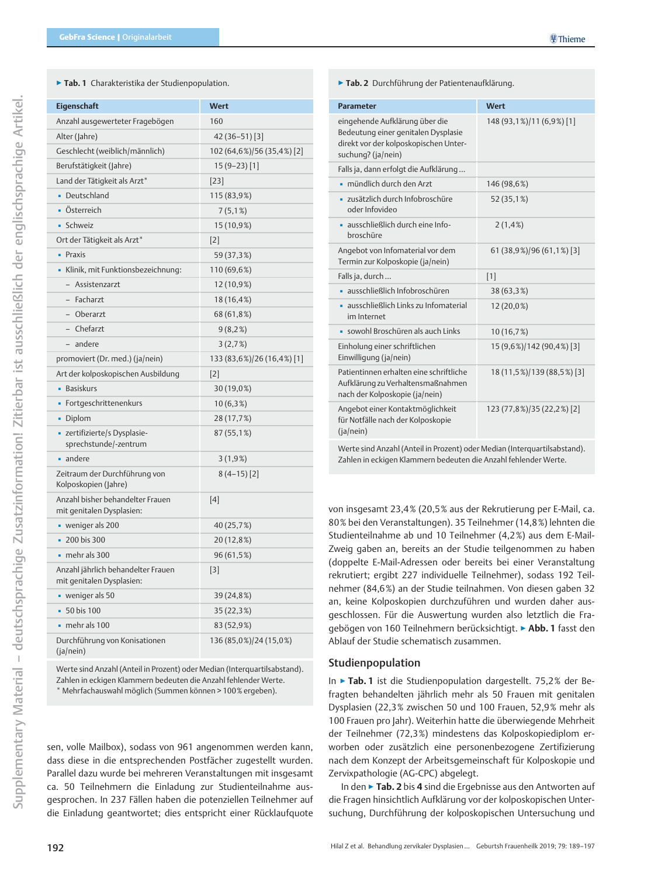► **Tab. 1** Charakteristika der Studienpopulation.

| Eigenschaft | Wert |
|---|---|
| Anzahl ausgewerteter Fragebögen | 160 |
| Alter (Jahre) | 42 (36–51) [3] |
| Geschlecht (weiblich/männlich) | 102 (64,6 %)/56 (35,4 %) [2] |
| Berufstätigkeit (Jahre) | 15 (9–23) [1] |
| Land der Tätigkeit als Arzt* | [23] |
| ▪ Deutschland | 115 (83,9 %) |
| ▪ Österreich | 7 (5,1 %) |
| ▪ Schweiz | 15 (10,9 %) |
| Ort der Tätigkeit als Arzt* | [2] |
| ▪ Praxis | 59 (37,3 %) |
| ▪ Klinik, mit Funktionsbezeichnung: | 110 (69,6 %) |
| – Assistenzarzt | 12 (10,9 %) |
| – Facharzt | 18 (16,4 %) |
| – Oberarzt | 68 (61,8 %) |
| – Chefarzt | 9 (8,2 %) |
| – andere | 3 (2,7 %) |
| promoviert (Dr. med.) (ja/nein) | 133 (83,6 %)/26 (16,4 %) [1] |
| Art der kolposkopischen Ausbildung | [2] |
| ▪ Basiskurs | 30 (19,0 %) |
| ▪ Fortgeschrittenenkurs | 10 (6,3 %) |
| ▪ Diplom | 28 (17,7 %) |
| ▪ zertifizierte/s Dysplasie-sprechstunde/-zentrum | 87 (55,1 %) |
| ▪ andere | 3 (1,9 %) |
| Zeitraum der Durchführung von Kolposkopien (Jahre) | 8 (4–15) [2] |
| Anzahl bisher behandelter Frauen mit genitalen Dysplasien: | [4] |
| ▪ weniger als 200 | 40 (25,7 %) |
| ▪ 200 bis 300 | 20 (12,8 %) |
| ▪ mehr als 300 | 96 (61,5 %) |
| Anzahl jährlich behandelter Frauen mit genitalen Dysplasien: | [3] |
| ▪ weniger als 50 | 39 (24,8 %) |
| ▪ 50 bis 100 | 35 (22,3 %) |
| ▪ mehr als 100 | 83 (52,9 %) |
| Durchführung von Konisationen (ja/nein) | 136 (85,0 %)/24 (15,0 %) |

Werte sind Anzahl (Anteil in Prozent) oder Median (Interquartilsabstand). Zahlen in eckigen Klammern bedeuten die Anzahl fehlender Werte.
* Mehrfachauswahl möglich (Summen können > 100 % ergeben).

► **Tab. 2** Durchführung der Patientenaufklärung.

| Parameter | Wert |
|---|---|
| eingehende Aufklärung über die Bedeutung einer genitalen Dysplasie direkt vor der kolposkopischen Untersuchung? (ja/nein) | 148 (93,1 %)/11 (6,9 %) [1] |
| Falls ja, dann erfolgt die Aufklärung … | |
| ▪ mündlich durch den Arzt | 146 (98,6 %) |
| ▪ zusätzlich durch Infobroschüre oder Infovideo | 52 (35,1 %) |
| ▪ ausschließlich durch eine Infobroschüre | 2 (1,4 %) |
| Angebot von Infomaterial vor dem Termin zur Kolposkopie (ja/nein) | 61 (38,9 %)/96 (61,1 %) [3] |
| Falls ja, durch … | [1] |
| ▪ ausschließlich Infobroschüren | 38 (63,3 %) |
| ▪ ausschließlich Links zu Infomaterial im Internet | 12 (20,0 %) |
| ▪ sowohl Broschüren als auch Links | 10 (16,7 %) |
| Einholung einer schriftlichen Einwilligung (ja/nein) | 15 (9,6 %)/142 (90,4 %) [3] |
| Patientinnen erhalten eine schriftliche Aufklärung zu Verhaltensmaßnahmen nach der Kolposkopie (ja/nein) | 18 (11,5 %)/139 (88,5 %) [3] |
| Angebot einer Kontaktmöglichkeit für Notfälle nach der Kolposkopie (ja/nein) | 123 (77,8 %)/35 (22,2 %) [2] |

Werte sind Anzahl (Anteil in Prozent) oder Median (Interquartilsabstand). Zahlen in eckigen Klammern bedeuten die Anzahl fehlender Werte.

sen, volle Mailbox), sodass von 961 angenommen werden kann, dass diese in die entsprechenden Postfächer zugestellt wurden. Parallel dazu wurde bei mehreren Veranstaltungen mit insgesamt ca. 50 Teilnehmern die Einladung zur Studienteilnahme ausgesprochen. In 237 Fällen haben die potenziellen Teilnehmer auf die Einladung geantwortet; dies entspricht einer Rücklaufquote von insgesamt 23,4 % (20,5 % aus der Rekrutierung per E-Mail, ca. 80 % bei den Veranstaltungen). 35 Teilnehmer (14,8 %) lehnten die Studienteilnahme ab und 10 Teilnehmer (4,2 %) aus dem E-Mail-Zweig gaben an, bereits an der Studie teilgenommen zu haben (doppelte E-Mail-Adressen oder bereits bei einer Veranstaltung rekrutiert; ergibt 227 individuelle Teilnehmer), sodass 192 Teilnehmer (84,6 %) an der Studie teilnahmen. Von diesen gaben 32 an, keine Kolposkopien durchzuführen und wurden daher ausgeschlossen. Für die Auswertung wurden also letztlich die Fragebögen von 160 Teilnehmern berücksichtigt. ► **Abb. 1** fasst den Ablauf der Studie schematisch zusammen.

## Studienpopulation

In ► **Tab. 1** ist die Studienpopulation dargestellt. 75,2 % der Befragten behandelten jährlich mehr als 50 Frauen mit genitalen Dysplasien (22,3 % zwischen 50 und 100 Frauen, 52,9 % mehr als 100 Frauen pro Jahr). Weiterhin hatte die überwiegende Mehrheit der Teilnehmer (72,3 %) mindestens das Kolposkopiediplom erworben oder zusätzlich eine personenbezogene Zertifizierung nach dem Konzept der Arbeitsgemeinschaft für Kolposkopie und Zervixpathologie (AG-CPC) abgelegt.

In den ► **Tab. 2** bis **4** sind die Ergebnisse aus den Antworten auf die Fragen hinsichtlich Aufklärung vor der kolposkopischen Untersuchung, Durchführung der kolposkopischen Untersuchung und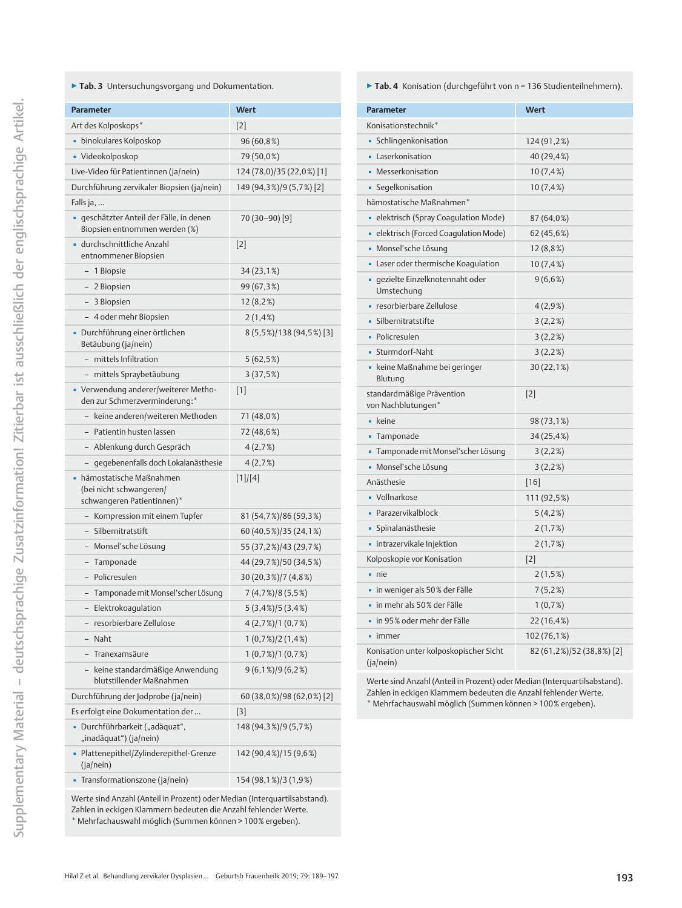▶ **Tab. 3** Untersuchungsvorgang und Dokumentation.

| Parameter | Wert |
|---|---|
| Art des Kolposkops* | [2] |
| ▪ binokulares Kolposkop | 96 (60,8 %) |
| ▪ Videokolposkop | 79 (50,0 %) |
| Live-Video für Patientinnen (ja/nein) | 124 (78,0)/35 (22,0 %) [1] |
| Durchführung zervikaler Biopsien (ja/nein) | 149 (94,3 %)/9 (5,7 %) [2] |
| Falls ja, … | |
| ▪ geschätzter Anteil der Fälle, in denen Biopsien entnommen werden (%) | 70 (30–90) [9] |
| ▪ durchschnittliche Anzahl entnommener Biopsien | [2] |
| – 1 Biopsie | 34 (23,1 %) |
| – 2 Biopsien | 99 (67,3 %) |
| – 3 Biopsien | 12 (8,2 %) |
| – 4 oder mehr Biopsien | 2 (1,4 %) |
| ▪ Durchführung einer örtlichen Betäubung (ja/nein) | 8 (5,5 %)/138 (94,5 %) [3] |
| – mittels Infiltration | 5 (62,5 %) |
| – mittels Spraybetäubung | 3 (37,5 %) |
| ▪ Verwendung anderer/weiterer Methoden zur Schmerzverminderung:* | [1] |
| – keine anderen/weiteren Methoden | 71 (48,0 %) |
| – Patientin husten lassen | 72 (48,6 %) |
| – Ablenkung durch Gespräch | 4 (2,7 %) |
| – gegebenenfalls doch Lokalanästhesie | 4 (2,7 %) |
| ▪ hämostatische Maßnahmen (bei nicht schwangeren/schwangeren Patientinnen)* | [1]/[4] |
| – Kompression mit einem Tupfer | 81 (54,7 %)/86 (59,3 %) |
| – Silbernitratstift | 60 (40,5 %)/35 (24,1 %) |
| – Monsel'sche Lösung | 55 (37,2 %)/43 (29,7 %) |
| – Tamponade | 44 (29,7 %)/50 (34,5 %) |
| – Policresulen | 30 (20,3 %)/7 (4,8 %) |
| – Tamponade mit Monsel'scher Lösung | 7 (4,7 %)/8 (5,5 %) |
| – Elektrokoagulation | 5 (3,4 %)/5 (3,4 %) |
| – resorbierbare Zellulose | 4 (2,7 %)/1 (0,7 %) |
| – Naht | 1 (0,7 %)/2 (1,4 %) |
| – Tranexamsäure | 1 (0,7 %)/1 (0,7 %) |
| – keine standardmäßige Anwendung blutstillender Maßnahmen | 9 (6,1 %)/9 (6,2 %) |
| Durchführung der Jodprobe (ja/nein) | 60 (38,0 %)/98 (62,0 %) [2] |
| Es erfolgt eine Dokumentation der … | [3] |
| ▪ Durchführbarkeit („adäquat", „inadäquat") (ja/nein) | 148 (94,3 %)/9 (5,7 %) |
| ▪ Plattenepithel/Zylinderepithel-Grenze (ja/nein) | 142 (90,4 %)/15 (9,6 %) |
| ▪ Transformationszone (ja/nein) | 154 (98,1 %)/3 (1,9 %) |

Werte sind Anzahl (Anteil in Prozent) oder Median (Interquartilsabstand). Zahlen in eckigen Klammern bedeuten die Anzahl fehlender Werte.
* Mehrfachauswahl möglich (Summen können > 100 % ergeben).

▶ **Tab. 4** Konisation (durchgeführt von n = 136 Studienteilnehmern).

| Parameter | Wert |
|---|---|
| Konisationstechnik* | |
| ▪ Schlingenkonisation | 124 (91,2 %) |
| ▪ Laserkonisation | 40 (29,4 %) |
| ▪ Messerkonisation | 10 (7,4 %) |
| ▪ Segelkonisation | 10 (7,4 %) |
| hämostatische Maßnahmen* | |
| ▪ elektrisch (Spray Coagulation Mode) | 87 (64,0 %) |
| ▪ elektrisch (Forced Coagulation Mode) | 62 (45,6 %) |
| ▪ Monsel'sche Lösung | 12 (8,8 %) |
| ▪ Laser oder thermische Koagulation | 10 (7,4 %) |
| ▪ gezielte Einzelknotennaht oder Umstechung | 9 (6,6 %) |
| ▪ resorbierbare Zellulose | 4 (2,9 %) |
| ▪ Silbernitratstifte | 3 (2,2 %) |
| ▪ Policresulen | 3 (2,2 %) |
| ▪ Sturmdorf-Naht | 3 (2,2 %) |
| ▪ keine Maßnahme bei geringer Blutung | 30 (22,1 %) |
| standardmäßige Prävention von Nachblutungen* | [2] |
| ▪ keine | 98 (73,1 %) |
| ▪ Tamponade | 34 (25,4 %) |
| ▪ Tamponade mit Monsel'scher Lösung | 3 (2,2 %) |
| ▪ Monsel'sche Lösung | 3 (2,2 %) |
| Anästhesie | [16] |
| ▪ Vollnarkose | 111 (92,5 %) |
| ▪ Parazervikalblock | 5 (4,2 %) |
| ▪ Spinalanästhesie | 2 (1,7 %) |
| ▪ intrazervikale Injektion | 2 (1,7 %) |
| Kolposkopie vor Konisation | [2] |
| ▪ nie | 2 (1,5 %) |
| ▪ in weniger als 50 % der Fälle | 7 (5,2 %) |
| ▪ in mehr als 50 % der Fälle | 1 (0,7 %) |
| ▪ in 95 % oder mehr der Fälle | 22 (16,4 %) |
| ▪ immer | 102 (76,1 %) |
| Konisation unter kolposkopischer Sicht (ja/nein) | 82 (61,2 %)/52 (38,8 %) [2] |

Werte sind Anzahl (Anteil in Prozent) oder Median (Interquartilsabstand). Zahlen in eckigen Klammern bedeuten die Anzahl fehlender Werte.
* Mehrfachauswahl möglich (Summen können > 100 % ergeben).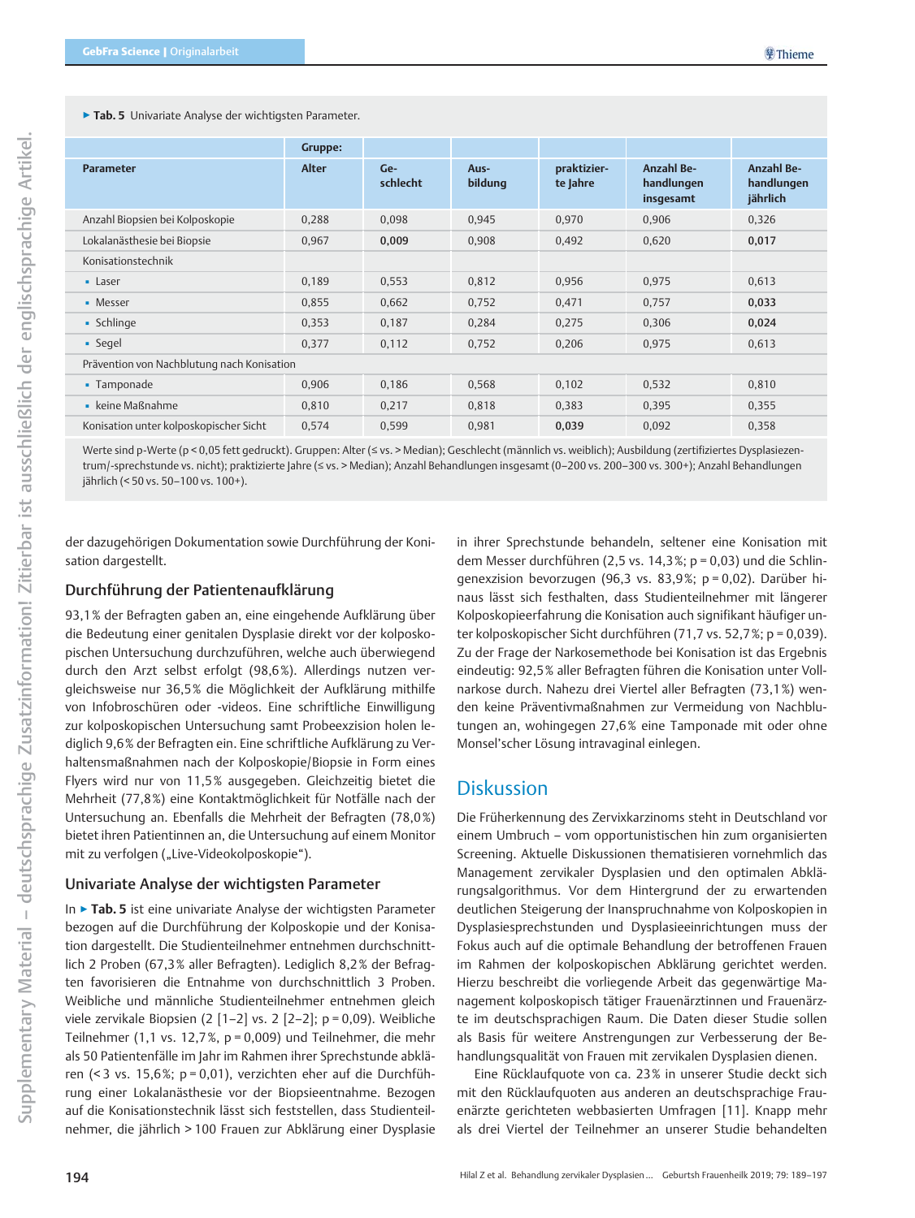▶ **Tab. 5** Univariate Analyse der wichtigsten Parameter.

| Parameter | Gruppe: Alter | Geschlecht | Ausbildung | praktizierte Jahre | Anzahl Behandlungen insgesamt | Anzahl Behandlungen jährlich |
|---|---|---|---|---|---|---|
| Anzahl Biopsien bei Kolposkopie | 0,288 | 0,098 | 0,945 | 0,970 | 0,906 | 0,326 |
| Lokalanästhesie bei Biopsie | 0,967 | **0,009** | 0,908 | 0,492 | 0,620 | **0,017** |
| Konisationstechnik | | | | | | |
| ▪ Laser | 0,189 | 0,553 | 0,812 | 0,956 | 0,975 | 0,613 |
| ▪ Messer | 0,855 | 0,662 | 0,752 | 0,471 | 0,757 | **0,033** |
| ▪ Schlinge | 0,353 | 0,187 | 0,284 | 0,275 | 0,306 | **0,024** |
| ▪ Segel | 0,377 | 0,112 | 0,752 | 0,206 | 0,975 | 0,613 |
| Prävention von Nachblutung nach Konisation | | | | | | |
| ▪ Tamponade | 0,906 | 0,186 | 0,568 | 0,102 | 0,532 | 0,810 |
| ▪ keine Maßnahme | 0,810 | 0,217 | 0,818 | 0,383 | 0,395 | 0,355 |
| Konisation unter kolposkopischer Sicht | 0,574 | 0,599 | 0,981 | **0,039** | 0,092 | 0,358 |

Werte sind p-Werte (p < 0,05 fett gedruckt). Gruppen: Alter (≤ vs. > Median); Geschlecht (männlich vs. weiblich); Ausbildung (zertifiziertes Dysplasiezentrum/-sprechstunde vs. nicht); praktizierte Jahre (≤ vs. > Median); Anzahl Behandlungen insgesamt (0–200 vs. 200–300 vs. 300+); Anzahl Behandlungen jährlich (< 50 vs. 50–100 vs. 100+).

der dazugehörigen Dokumentation sowie Durchführung der Konisation dargestellt.

### Durchführung der Patientenaufklärung

93,1% der Befragten gaben an, eine eingehende Aufklärung über die Bedeutung einer genitalen Dysplasie direkt vor der kolposkopischen Untersuchung durchzuführen, welche auch überwiegend durch den Arzt selbst erfolgt (98,6%). Allerdings nutzen vergleichsweise nur 36,5% die Möglichkeit der Aufklärung mithilfe von Infobroschüren oder -videos. Eine schriftliche Einwilligung zur kolposkopischen Untersuchung samt Probeexzision holen lediglich 9,6% der Befragten ein. Eine schriftliche Aufklärung zu Verhaltensmaßnahmen nach der Kolposkopie/Biopsie in Form eines Flyers wird nur von 11,5% ausgegeben. Gleichzeitig bietet die Mehrheit (77,8%) eine Kontaktmöglichkeit für Notfälle nach der Untersuchung an. Ebenfalls die Mehrheit der Befragten (78,0%) bietet ihren Patientinnen an, die Untersuchung auf einem Monitor mit zu verfolgen („Live-Videokolposkopie“).

### Univariate Analyse der wichtigsten Parameter

In ▶ **Tab. 5** ist eine univariate Analyse der wichtigsten Parameter bezogen auf die Durchführung der Kolposkopie und der Konisation dargestellt. Die Studienteilnehmer entnehmen durchschnittlich 2 Proben (67,3% aller Befragten). Lediglich 8,2% der Befragten favorisieren die Entnahme von durchschnittlich 3 Proben. Weibliche und männliche Studienteilnehmer entnehmen gleich viele zervikale Biopsien (2 [1–2] vs. 2 [2–2]; p = 0,09). Weibliche Teilnehmer (1,1 vs. 12,7%, p = 0,009) und Teilnehmer, die mehr als 50 Patientenfälle im Jahr im Rahmen ihrer Sprechstunde abklären (< 3 vs. 15,6%; p = 0,01), verzichten eher auf die Durchführung einer Lokalanästhesie vor der Biopsieentnahme. Bezogen auf die Konisationstechnik lässt sich feststellen, dass Studienteilnehmer, die jährlich > 100 Frauen zur Abklärung einer Dysplasie in ihrer Sprechstunde behandeln, seltener eine Konisation mit dem Messer durchführen (2,5 vs. 14,3%; p = 0,03) und die Schlingenexzision bevorzugen (96,3 vs. 83,9%; p = 0,02). Darüber hinaus lässt sich festhalten, dass Studienteilnehmer mit längerer Kolposkopieerfahrung die Konisation auch signifikant häufiger unter kolposkopischer Sicht durchführen (71,7 vs. 52,7%; p = 0,039). Zu der Frage der Narkosemethode bei Konisation ist das Ergebnis eindeutig: 92,5% aller Befragten führen die Konisation unter Vollnarkose durch. Nahezu drei Viertel aller Befragten (73,1%) wenden keine Präventivmaßnahmen zur Vermeidung von Nachblutungen an, wohingegen 27,6% eine Tamponade mit oder ohne Monsel'scher Lösung intravaginal einlegen.

## Diskussion

Die Früherkennung des Zervixkarzinoms steht in Deutschland vor einem Umbruch – vom opportunistischen hin zum organisierten Screening. Aktuelle Diskussionen thematisieren vornehmlich das Management zervikaler Dysplasien und den optimalen Abklärungsalgorithmus. Vor dem Hintergrund der zu erwartenden deutlichen Steigerung der Inanspruchnahme von Kolposkopien in Dysplasiesprechstunden und Dysplasieeinrichtungen muss der Fokus auch auf die optimale Behandlung der betroffenen Frauen im Rahmen der kolposkopischen Abklärung gerichtet werden. Hierzu beschreibt die vorliegende Arbeit das gegenwärtige Management kolposkopisch tätiger Frauenärztinnen und Frauenärzte im deutschsprachigen Raum. Die Daten dieser Studie sollen als Basis für weitere Anstrengungen zur Verbesserung der Behandlungsqualität von Frauen mit zervikalen Dysplasien dienen.

Eine Rücklaufquote von ca. 23% in unserer Studie deckt sich mit den Rücklaufquoten aus anderen an deutschsprachige Frauenärzte gerichteten webbasierten Umfragen [11]. Knapp mehr als drei Viertel der Teilnehmer an unserer Studie behandelten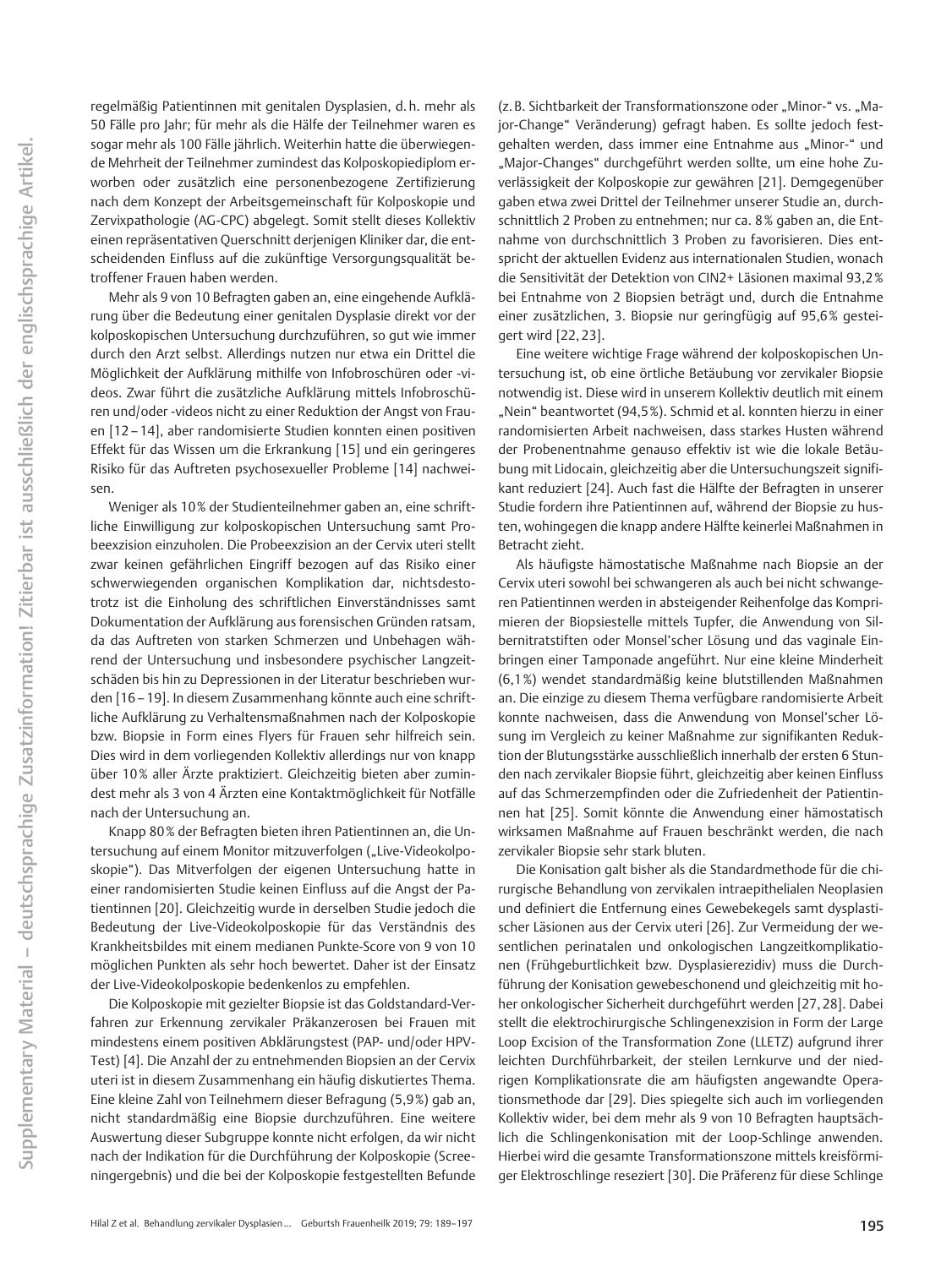regelmäßig Patientinnen mit genitalen Dysplasien, d. h. mehr als 50 Fälle pro Jahr; für mehr als die Hälfe der Teilnehmer waren es sogar mehr als 100 Fälle jährlich. Weiterhin hatte die überwiegende Mehrheit der Teilnehmer zumindest das Kolposkopiediplom erworben oder zusätzlich eine personenbezogene Zertifizierung nach dem Konzept der Arbeitsgemeinschaft für Kolposkopie und Zervixpathologie (AG-CPC) abgelegt. Somit stellt dieses Kollektiv einen repräsentativen Querschnitt derjenigen Kliniker dar, die entscheidenden Einfluss auf die zukünftige Versorgungsqualität betroffener Frauen haben werden.

Mehr als 9 von 10 Befragten gaben an, eine eingehende Aufklärung über die Bedeutung einer genitalen Dysplasie direkt vor der kolposkopischen Untersuchung durchzuführen, so gut wie immer durch den Arzt selbst. Allerdings nutzen nur etwa ein Drittel die Möglichkeit der Aufklärung mithilfe von Infobroschüren oder -videos. Zwar führt die zusätzliche Aufklärung mittels Infobroschüren und/oder -videos nicht zu einer Reduktion der Angst von Frauen [12 – 14], aber randomisierte Studien konnten einen positiven Effekt für das Wissen um die Erkrankung [15] und ein geringeres Risiko für das Auftreten psychosexueller Probleme [14] nachweisen.

Weniger als 10 % der Studienteilnehmer gaben an, eine schriftliche Einwilligung zur kolposkopischen Untersuchung samt Probeexzision einzuholen. Die Probeexzision an der Cervix uteri stellt zwar keinen gefährlichen Eingriff bezogen auf das Risiko einer schwerwiegenden organischen Komplikation dar, nichtsdestotrotz ist die Einholung des schriftlichen Einverständnisses samt Dokumentation der Aufklärung aus forensischen Gründen ratsam, da das Auftreten von starken Schmerzen und Unbehagen während der Untersuchung und insbesondere psychischer Langzeitschäden bis hin zu Depressionen in der Literatur beschrieben wurden [16 – 19]. In diesem Zusammenhang könnte auch eine schriftliche Aufklärung zu Verhaltensmaßnahmen nach der Kolposkopie bzw. Biopsie in Form eines Flyers für Frauen sehr hilfreich sein. Dies wird in dem vorliegenden Kollektiv allerdings nur von knapp über 10 % aller Ärzte praktiziert. Gleichzeitig bieten aber zumindest mehr als 3 von 4 Ärzten eine Kontaktmöglichkeit für Notfälle nach der Untersuchung an.

Knapp 80 % der Befragten bieten ihren Patientinnen an, die Untersuchung auf einem Monitor mitzuverfolgen („Live-Videokolposkopie“). Das Mitverfolgen der eigenen Untersuchung hatte in einer randomisierten Studie keinen Einfluss auf die Angst der Patientinnen [20]. Gleichzeitig wurde in derselben Studie jedoch die Bedeutung der Live-Videokolposkopie für das Verständnis des Krankheitsbildes mit einem medianen Punkte-Score von 9 von 10 möglichen Punkten als sehr hoch bewertet. Daher ist der Einsatz der Live-Videokolposkopie bedenkenlos zu empfehlen.

Die Kolposkopie mit gezielter Biopsie ist das Goldstandard-Verfahren zur Erkennung zervikaler Präkanzerosen bei Frauen mit mindestens einem positiven Abklärungstest (PAP- und/oder HPV-Test) [4]. Die Anzahl der zu entnehmenden Biopsien an der Cervix uteri ist in diesem Zusammenhang ein häufig diskutiertes Thema. Eine kleine Zahl von Teilnehmern dieser Befragung (5,9 %) gab an, nicht standardmäßig eine Biopsie durchzuführen. Eine weitere Auswertung dieser Subgruppe konnte nicht erfolgen, da wir nicht nach der Indikation für die Durchführung der Kolposkopie (Screeningergebnis) und die bei der Kolposkopie festgestellten Befunde (z. B. Sichtbarkeit der Transformationszone oder „Minor-“ vs. „Major-Change“ Veränderung) gefragt haben. Es sollte jedoch festgehalten werden, dass immer eine Entnahme aus „Minor-“ und „Major-Changes“ durchgeführt werden sollte, um eine hohe Zuverlässigkeit der Kolposkopie zur gewähren [21]. Demgegenüber gaben etwa zwei Drittel der Teilnehmer unserer Studie an, durchschnittlich 2 Proben zu entnehmen; nur ca. 8 % gaben an, die Entnahme von durchschnittlich 3 Proben zu favorisieren. Dies entspricht der aktuellen Evidenz aus internationalen Studien, wonach die Sensitivität der Detektion von CIN2+ Läsionen maximal 93,2 % bei Entnahme von 2 Biopsien beträgt und, durch die Entnahme einer zusätzlichen, 3. Biopsie nur geringfügig auf 95,6 % gesteigert wird [22, 23].

Eine weitere wichtige Frage während der kolposkopischen Untersuchung ist, ob eine örtliche Betäubung vor zervikaler Biopsie notwendig ist. Diese wird in unserem Kollektiv deutlich mit einem „Nein“ beantwortet (94,5 %). Schmid et al. konnten hierzu in einer randomisierten Arbeit nachweisen, dass starkes Husten während der Probenentnahme genauso effektiv ist wie die lokale Betäubung mit Lidocain, gleichzeitig aber die Untersuchungszeit signifikant reduziert [24]. Auch fast die Hälfte der Befragten in unserer Studie fordern ihre Patientinnen auf, während der Biopsie zu husten, wohingegen die knapp andere Hälfte keinerlei Maßnahmen in Betracht zieht.

Als häufigste hämostatische Maßnahme nach Biopsie an der Cervix uteri sowohl bei schwangeren als auch bei nicht schwangeren Patientinnen werden in absteigender Reihenfolge das Komprimieren der Biopsiestelle mittels Tupfer, die Anwendung von Silbernitratstiften oder Monsel'scher Lösung und das vaginale Einbringen einer Tamponade angeführt. Nur eine kleine Minderheit (6,1 %) wendet standardmäßig keine blutstillenden Maßnahmen an. Die einzige zu diesem Thema verfügbare randomisierte Arbeit konnte nachweisen, dass die Anwendung von Monsel'scher Lösung im Vergleich zu keiner Maßnahme zur signifikanten Reduktion der Blutungsstärke ausschließlich innerhalb der ersten 6 Stunden nach zervikaler Biopsie führt, gleichzeitig aber keinen Einfluss auf das Schmerzempfinden oder die Zufriedenheit der Patientinnen hat [25]. Somit könnte die Anwendung einer hämostatisch wirksamen Maßnahme auf Frauen beschränkt werden, die nach zervikaler Biopsie sehr stark bluten.

Die Konisation galt bisher als die Standardmethode für die chirurgische Behandlung von zervikalen intraepithelialen Neoplasien und definiert die Entfernung eines Gewebekegels samt dysplastischer Läsionen aus der Cervix uteri [26]. Zur Vermeidung der wesentlichen perinatalen und onkologischen Langzeitkomplikationen (Frühgeburtlichkeit bzw. Dysplasierezidiv) muss die Durchführung der Konisation gewebeschonend und gleichzeitig mit hoher onkologischer Sicherheit durchgeführt werden [27, 28]. Dabei stellt die elektrochirurgische Schlingenexzision in Form der Large Loop Excision of the Transformation Zone (LLETZ) aufgrund ihrer leichten Durchführbarkeit, der steilen Lernkurve und der niedrigen Komplikationsrate die am häufigsten angewandte Operationsmethode dar [29]. Dies spiegelte sich auch im vorliegenden Kollektiv wider, bei dem mehr als 9 von 10 Befragten hauptsächlich die Schlingenkonisation mit der Loop-Schlinge anwenden. Hierbei wird die gesamte Transformationszone mittels kreisförmiger Elektroschlinge reseziert [30]. Die Präferenz für diese Schlinge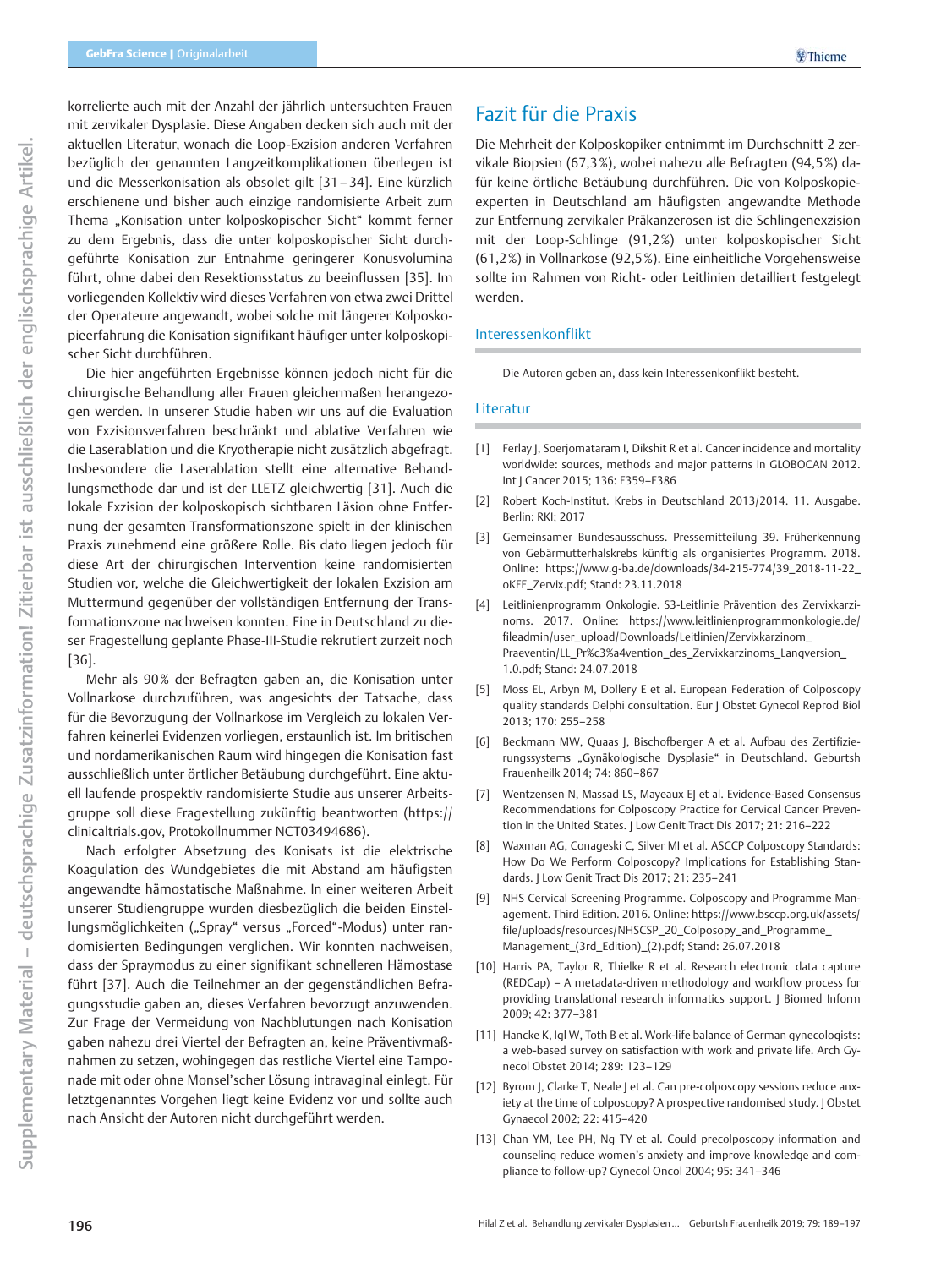korrelierte auch mit der Anzahl der jährlich untersuchten Frauen mit zervikaler Dysplasie. Diese Angaben decken sich auch mit der aktuellen Literatur, wonach die Loop-Exzision anderen Verfahren bezüglich der genannten Langzeitkomplikationen überlegen ist und die Messerkonisation als obsolet gilt [31 – 34]. Eine kürzlich erschienene und bisher auch einzige randomisierte Arbeit zum Thema „Konisation unter kolposkopischer Sicht“ kommt ferner zu dem Ergebnis, dass die unter kolposkopischer Sicht durchgeführte Konisation zur Entnahme geringerer Konusvolumina führt, ohne dabei den Resektionsstatus zu beeinflussen [35]. Im vorliegenden Kollektiv wird dieses Verfahren von etwa zwei Drittel der Operateure angewandt, wobei solche mit längerer Kolposkopieerfahrung die Konisation signifikant häufiger unter kolposkopischer Sicht durchführen.

Die hier angeführten Ergebnisse können jedoch nicht für die chirurgische Behandlung aller Frauen gleichermaßen herangezogen werden. In unserer Studie haben wir uns auf die Evaluation von Exzisionsverfahren beschränkt und ablative Verfahren wie die Laserablation und die Kryotherapie nicht zusätzlich abgefragt. Insbesondere die Laserablation stellt eine alternative Behandlungsmethode dar und ist der LLETZ gleichwertig [31]. Auch die lokale Exzision der kolposkopisch sichtbaren Läsion ohne Entfernung der gesamten Transformationszone spielt in der klinischen Praxis zunehmend eine größere Rolle. Bis dato liegen jedoch für diese Art der chirurgischen Intervention keine randomisierten Studien vor, welche die Gleichwertigkeit der lokalen Exzision am Muttermund gegenüber der vollständigen Entfernung der Transformationszone nachweisen konnten. Eine in Deutschland zu dieser Fragestellung geplante Phase-III-Studie rekrutiert zurzeit noch [36].

Mehr als 90% der Befragten gaben an, die Konisation unter Vollnarkose durchzuführen, was angesichts der Tatsache, dass für die Bevorzugung der Vollnarkose im Vergleich zu lokalen Verfahren keinerlei Evidenzen vorliegen, erstaunlich ist. Im britischen und nordamerikanischen Raum wird hingegen die Konisation fast ausschließlich unter örtlicher Betäubung durchgeführt. Eine aktuell laufende prospektiv randomisierte Studie aus unserer Arbeitsgruppe soll diese Fragestellung zukünftig beantworten (https://clinicaltrials.gov, Protokollnummer NCT03494686).

Nach erfolgter Absetzung des Konisats ist die elektrische Koagulation des Wundgebietes die mit Abstand am häufigsten angewandte hämostatische Maßnahme. In einer weiteren Arbeit unserer Studiengruppe wurden diesbezüglich die beiden Einstellungsmöglichkeiten („Spray“ versus „Forced“-Modus) unter randomisierten Bedingungen verglichen. Wir konnten nachweisen, dass der Spraymodus zu einer signifikant schnelleren Hämostase führt [37]. Auch die Teilnehmer an der gegenständlichen Befragungsstudie gaben an, dieses Verfahren bevorzugt anzuwenden. Zur Frage der Vermeidung von Nachblutungen nach Konisation gaben nahezu drei Viertel der Befragten an, keine Präventivmaßnahmen zu setzen, wohingegen das restliche Viertel eine Tamponade mit oder ohne Monsel'scher Lösung intravaginal einlegt. Für letztgenanntes Vorgehen liegt keine Evidenz vor und sollte auch nach Ansicht der Autoren nicht durchgeführt werden.

## Fazit für die Praxis

Die Mehrheit der Kolposkopiker entnimmt im Durchschnitt 2 zervikale Biopsien (67,3%), wobei nahezu alle Befragten (94,5%) dafür keine örtliche Betäubung durchführen. Die von Kolposkopieexperten in Deutschland am häufigsten angewandte Methode zur Entfernung zervikaler Präkanzerosen ist die Schlingenexzision mit der Loop-Schlinge (91,2%) unter kolposkopischer Sicht (61,2%) in Vollnarkose (92,5%). Eine einheitliche Vorgehensweise sollte im Rahmen von Richt- oder Leitlinien detailliert festgelegt werden.

### Interessenkonflikt

Die Autoren geben an, dass kein Interessenkonflikt besteht.

### Literatur

[1] Ferlay J, Soerjomataram I, Dikshit R et al. Cancer incidence and mortality worldwide: sources, methods and major patterns in GLOBOCAN 2012. Int J Cancer 2015; 136: E359–E386

[2] Robert Koch-Institut. Krebs in Deutschland 2013/2014. 11. Ausgabe. Berlin: RKI; 2017

[3] Gemeinsamer Bundesausschuss. Pressemitteilung 39. Früherkennung von Gebärmutterhalskrebs künftig als organisiertes Programm. 2018. Online: https://www.g-ba.de/downloads/34-215-774/39_2018-11-22_oKFE_Zervix.pdf; Stand: 23.11.2018

[4] Leitlinienprogramm Onkologie. S3-Leitlinie Prävention des Zervixkarzinoms. 2017. Online: https://www.leitlinienprogrammonkologie.de/fileadmin/user_upload/Downloads/Leitlinien/Zervixkarzinom_Praeventin/LL_Pr%c3%a4vention_des_Zervixkarzinoms_Langversion_1.0.pdf; Stand: 24.07.2018

[5] Moss EL, Arbyn M, Dollery E et al. European Federation of Colposcopy quality standards Delphi consultation. Eur J Obstet Gynecol Reprod Biol 2013; 170: 255–258

[6] Beckmann MW, Quaas J, Bischofberger A et al. Aufbau des Zertifizierungssystems „Gynäkologische Dysplasie“ in Deutschland. Geburtsh Frauenheilk 2014; 74: 860–867

[7] Wentzensen N, Massad LS, Mayeaux EJ et al. Evidence-Based Consensus Recommendations for Colposcopy Practice for Cervical Cancer Prevention in the United States. J Low Genit Tract Dis 2017; 21: 216–222

[8] Waxman AG, Conageski C, Silver MI et al. ASCCP Colposcopy Standards: How Do We Perform Colposcopy? Implications for Establishing Standards. J Low Genit Tract Dis 2017; 21: 235–241

[9] NHS Cervical Screening Programme. Colposcopy and Programme Management. Third Edition. 2016. Online: https://www.bsccp.org.uk/assets/file/uploads/resources/NHSCSP_20_Colposcopy_and_Programme_Management_(3rd_Edition)_(2).pdf; Stand: 26.07.2018

[10] Harris PA, Taylor R, Thielke R et al. Research electronic data capture (REDCap) – A metadata-driven methodology and workflow process for providing translational research informatics support. J Biomed Inform 2009; 42: 377–381

[11] Hancke K, Igl W, Toth B et al. Work-life balance of German gynecologists: a web-based survey on satisfaction with work and private life. Arch Gynecol Obstet 2014; 289: 123–129

[12] Byrom J, Clarke T, Neale J et al. Can pre-colposcopy sessions reduce anxiety at the time of colposcopy? A prospective randomised study. J Obstet Gynaecol 2002; 22: 415–420

[13] Chan YM, Lee PH, Ng TY et al. Could precolposcopy information and counseling reduce women's anxiety and improve knowledge and compliance to follow-up? Gynecol Oncol 2004; 95: 341–346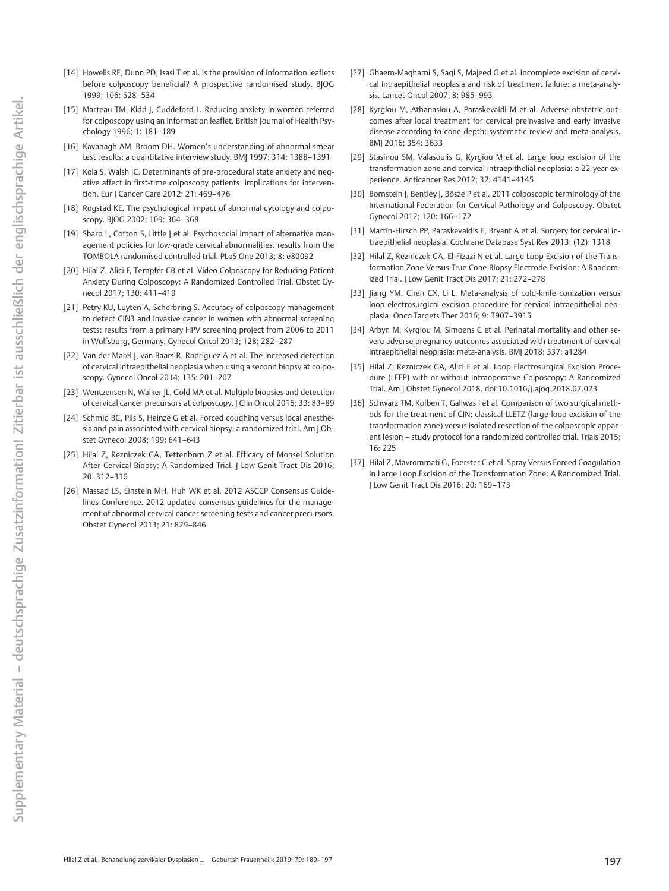[14] Howells RE, Dunn PD, Isasi T et al. Is the provision of information leaflets before colposcopy beneficial? A prospective randomised study. BJOG 1999; 106: 528–534

[15] Marteau TM, Kidd J, Cuddeford L. Reducing anxiety in women referred for colposcopy using an information leaflet. British Journal of Health Psychology 1996; 1: 181–189

[16] Kavanagh AM, Broom DH. Women's understanding of abnormal smear test results: a quantitative interview study. BMJ 1997; 314: 1388–1391

[17] Kola S, Walsh JC. Determinants of pre-procedural state anxiety and negative affect in first-time colposcopy patients: implications for intervention. Eur J Cancer Care 2012; 21: 469–476

[18] Rogstad KE. The psychological impact of abnormal cytology and colposcopy. BJOG 2002; 109: 364–368

[19] Sharp L, Cotton S, Little J et al. Psychosocial impact of alternative management policies for low-grade cervical abnormalities: results from the TOMBOLA randomised controlled trial. PLoS One 2013; 8: e80092

[20] Hilal Z, Alici F, Tempfer CB et al. Video Colposcopy for Reducing Patient Anxiety During Colposcopy: A Randomized Controlled Trial. Obstet Gynecol 2017; 130: 411–419

[21] Petry KU, Luyten A, Scherbring S. Accuracy of colposcopy management to detect CIN3 and invasive cancer in women with abnormal screening tests: results from a primary HPV screening project from 2006 to 2011 in Wolfsburg, Germany. Gynecol Oncol 2013; 128: 282–287

[22] Van der Marel J, van Baars R, Rodriguez A et al. The increased detection of cervical intraepithelial neoplasia when using a second biopsy at colposcopy. Gynecol Oncol 2014; 135: 201–207

[23] Wentzensen N, Walker JL, Gold MA et al. Multiple biopsies and detection of cervical cancer precursors at colposcopy. J Clin Oncol 2015; 33: 83–89

[24] Schmid BC, Pils S, Heinze G et al. Forced coughing versus local anesthesia and pain associated with cervical biopsy: a randomized trial. Am J Obstet Gynecol 2008; 199: 641–643

[25] Hilal Z, Rezniczek GA, Tettenborn Z et al. Efficacy of Monsel Solution After Cervical Biopsy: A Randomized Trial. J Low Genit Tract Dis 2016; 20: 312–316

[26] Massad LS, Einstein MH, Huh WK et al. 2012 ASCCP Consensus Guidelines Conference. 2012 updated consensus guidelines for the management of abnormal cervical cancer screening tests and cancer precursors. Obstet Gynecol 2013; 21: 829–846

[27] Ghaem-Maghami S, Sagi S, Majeed G et al. Incomplete excision of cervical intraepithelial neoplasia and risk of treatment failure: a meta-analysis. Lancet Oncol 2007; 8: 985–993

[28] Kyrgiou M, Athanasiou A, Paraskevaidi M et al. Adverse obstetric outcomes after local treatment for cervical preinvasive and early invasive disease according to cone depth: systematic review and meta-analysis. BMJ 2016; 354: 3633

[29] Stasinou SM, Valasoulis G, Kyrgiou M et al. Large loop excision of the transformation zone and cervical intraepithelial neoplasia: a 22-year experience. Anticancer Res 2012; 32: 4141–4145

[30] Bornstein J, Bentley J, Bösze P et al. 2011 colposcopic terminology of the International Federation for Cervical Pathology and Colposcopy. Obstet Gynecol 2012; 120: 166–172

[31] Martin-Hirsch PP, Paraskevaidis E, Bryant A et al. Surgery for cervical intraepithelial neoplasia. Cochrane Database Syst Rev 2013; (12): 1318

[32] Hilal Z, Rezniczek GA, El-Fizazi N et al. Large Loop Excision of the Transformation Zone Versus True Cone Biopsy Electrode Excision: A Randomized Trial. J Low Genit Tract Dis 2017; 21: 272–278

[33] Jiang YM, Chen CX, Li L. Meta-analysis of cold-knife conization versus loop electrosurgical excision procedure for cervical intraepithelial neoplasia. Onco Targets Ther 2016; 9: 3907–3915

[34] Arbyn M, Kyrgiou M, Simoens C et al. Perinatal mortality and other severe adverse pregnancy outcomes associated with treatment of cervical intraepithelial neoplasia: meta-analysis. BMJ 2018; 337: a1284

[35] Hilal Z, Rezniczek GA, Alici F et al. Loop Electrosurgical Excision Procedure (LEEP) with or without Intraoperative Colposcopy: A Randomized Trial. Am J Obstet Gynecol 2018. doi:10.1016/j.ajog.2018.07.023

[36] Schwarz TM, Kolben T, Gallwas J et al. Comparison of two surgical methods for the treatment of CIN: classical LLETZ (large-loop excision of the transformation zone) versus isolated resection of the colposcopic apparent lesion – study protocol for a randomized controlled trial. Trials 2015; 16: 225

[37] Hilal Z, Mavrommati G, Foerster C et al. Spray Versus Forced Coagulation in Large Loop Excision of the Transformation Zone: A Randomized Trial. J Low Genit Tract Dis 2016; 20: 169–173